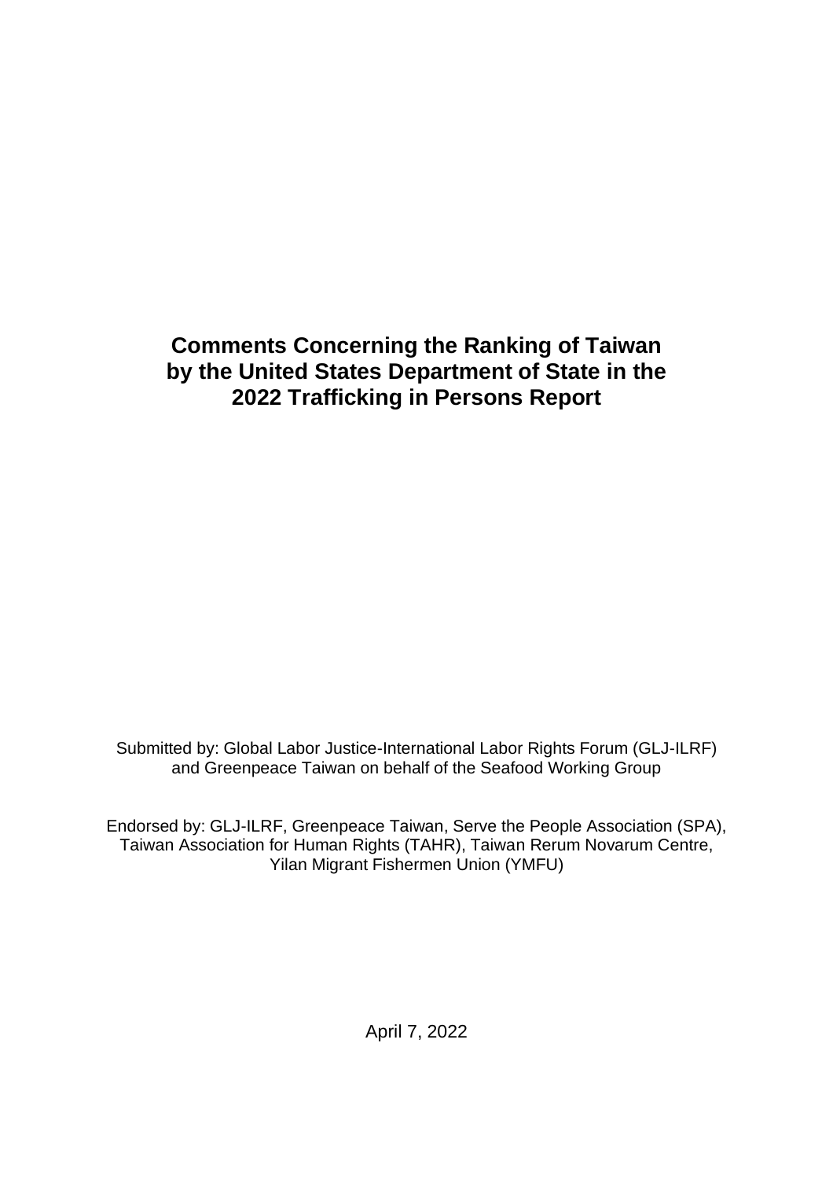# Comments Concerning the Ranking of Taiwan by the United States Department of State in the 2022 Trafficking in Persons Report

Submitted by: Global Labor Justice-International Labor Rights Forum (GLJ-ILRF) and Greenpeace Taiwan on behalf of the Seafood Working Group

Endorsed by: GLJ-ILRF, Greenpeace Taiwan, Serve the People Association (SPA), Taiwan Association for Human Rights (TAHR), Taiwan Rerum Novarum Centre, Yilan Migrant Fishermen Union (YMFU)

April 7, 2022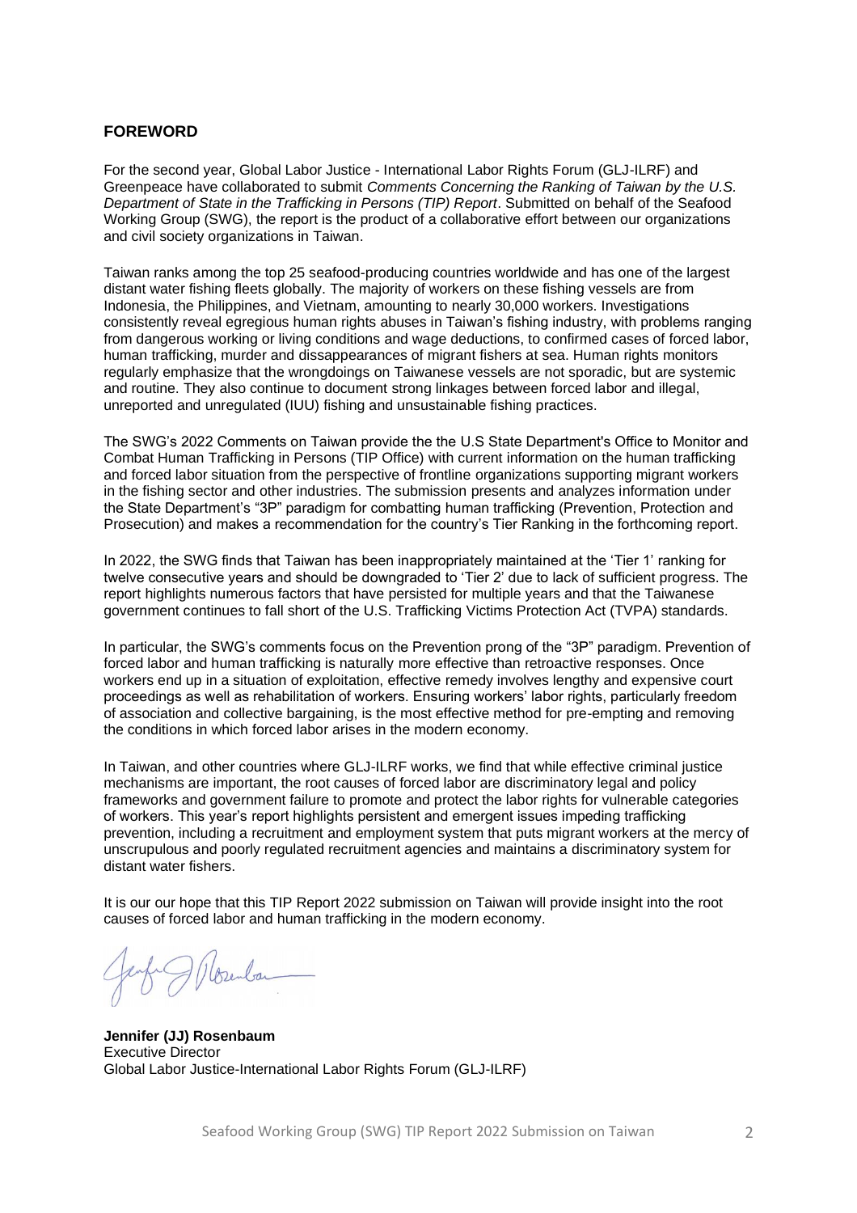## FOREWORD

For the second year, Global Labor Justice - International Labor Rights Forum (GLJ-ILRF) and Greenpeace have collaborated to submit *Comments Concerning the Ranking of Taiwan by the U.S. Department of State in the Trafficking in Persons (TIP) Report*. Submitted on behalf of the Seafood Working Group (SWG), the report is the product of a collaborative effort between our organizations and civil society organizations in Taiwan.

Taiwan ranks among the top 25 seafood-producing countries worldwide and has one of the largest distant water fishing fleets globally. The majority of workers on these fishing vessels are from Indonesia, the Philippines, and Vietnam, amounting to nearly 30,000 workers. Investigations consistently reveal egregious human rights abuses in Taiwan's fishing industry, with problems ranging from dangerous working or living conditions and wage deductions, to confirmed cases of forced labor, human trafficking, murder and dissappearances of migrant fishers at sea. Human rights monitors regularly emphasize that the wrongdoings on Taiwanese vessels are not sporadic, but are systemic and routine. They also continue to document strong linkages between forced labor and illegal, unreported and unregulated (IUU) fishing and unsustainable fishing practices.

The SWG's 2022 Comments on Taiwan provide the the U.S State Department's Office to Monitor and Combat Human Trafficking in Persons (TIP Office) with current information on the human trafficking and forced labor situation from the perspective of frontline organizations supporting migrant workers in the fishing sector and other industries. The submission presents and analyzes information under the State Department's "3P" paradigm for combatting human trafficking (Prevention, Protection and Prosecution) and makes a recommendation for the country's Tier Ranking in the forthcoming report.

In 2022, the SWG finds that Taiwan has been inappropriately maintained at the 'Tier 1' ranking for twelve consecutive years and should be downgraded to 'Tier 2' due to lack of sufficient progress. The report highlights numerous factors that have persisted for multiple years and that the Taiwanese government continues to fall short of the U.S. Trafficking Victims Protection Act (TVPA) standards.

In particular, the SWG's comments focus on the Prevention prong of the "3P" paradigm. Prevention of forced labor and human trafficking is naturally more effective than retroactive responses. Once workers end up in a situation of exploitation, effective remedy involves lengthy and expensive court proceedings as well as rehabilitation of workers. Ensuring workers' labor rights, particularly freedom of association and collective bargaining, is the most effective method for pre-empting and removing the conditions in which forced labor arises in the modern economy.

In Taiwan, and other countries where GLJ-ILRF works, we find that while effective criminal justice mechanisms are important, the root causes of forced labor are discriminatory legal and policy frameworks and government failure to promote and protect the labor rights for vulnerable categories of workers. This year's report highlights persistent and emergent issues impeding trafficking prevention, including a recruitment and employment system that puts migrant workers at the mercy of unscrupulous and poorly regulated recruitment agencies and maintains a discriminatory system for distant water fishers.

It is our our hope that this TIP Report 2022 submission on Taiwan will provide insight into the root causes of forced labor and human trafficking in the modern economy.

**Jennifer (JJ) Rosenbaum**
Executive Director
Global Labor Justice-International Labor Rights Forum (GLJ-ILRF)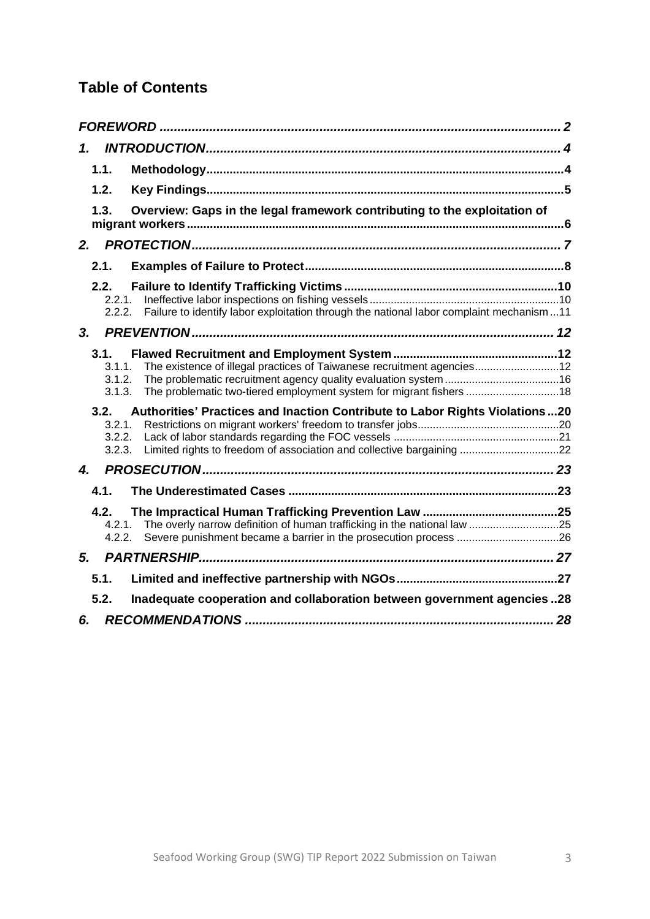## Table of Contents

*FOREWORD* ........ 2

*1. INTRODUCTION* ........ 4

- **1.1. Methodology** ........ 4
- **1.2. Key Findings** ........ 5
- **1.3. Overview: Gaps in the legal framework contributing to the exploitation of migrant workers** ........ 6

*2. PROTECTION* ........ 7

- **2.1. Examples of Failure to Protect** ........ 8
- **2.2. Failure to Identify Trafficking Victims** ........ 10
  - 2.2.1. Ineffective labor inspections on fishing vessels ........ 10
  - 2.2.2. Failure to identify labor exploitation through the national labor complaint mechanism ... 11

*3. PREVENTION* ........ 12

- **3.1. Flawed Recruitment and Employment System** ........ 12
  - 3.1.1. The existence of illegal practices of Taiwanese recruitment agencies ........ 12
  - 3.1.2. The problematic recruitment agency quality evaluation system ........ 16
  - 3.1.3. The problematic two-tiered employment system for migrant fishers ........ 18
- **3.2. Authorities' Practices and Inaction Contribute to Labor Rights Violations** ... 20
  - 3.2.1. Restrictions on migrant workers' freedom to transfer jobs ........ 20
  - 3.2.2. Lack of labor standards regarding the FOC vessels ........ 21
  - 3.2.3. Limited rights to freedom of association and collective bargaining ........ 22

*4. PROSECUTION* ........ 23

- **4.1. The Underestimated Cases** ........ 23
- **4.2. The Impractical Human Trafficking Prevention Law** ........ 25
  - 4.2.1. The overly narrow definition of human trafficking in the national law ........ 25
  - 4.2.2. Severe punishment became a barrier in the prosecution process ........ 26

*5. PARTNERSHIP* ........ 27

- **5.1. Limited and ineffective partnership with NGOs** ........ 27
- **5.2. Inadequate cooperation and collaboration between government agencies** .. 28

*6. RECOMMENDATIONS* ........ 28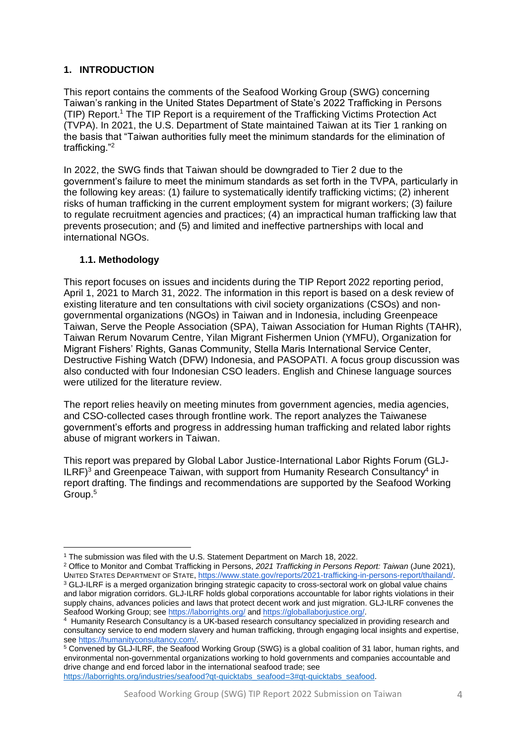## 1. INTRODUCTION

This report contains the comments of the Seafood Working Group (SWG) concerning Taiwan's ranking in the United States Department of State's 2022 Trafficking in Persons (TIP) Report.[1] The TIP Report is a requirement of the Trafficking Victims Protection Act (TVPA). In 2021, the U.S. Department of State maintained Taiwan at its Tier 1 ranking on the basis that "Taiwan authorities fully meet the minimum standards for the elimination of trafficking."[2]

In 2022, the SWG finds that Taiwan should be downgraded to Tier 2 due to the government's failure to meet the minimum standards as set forth in the TVPA, particularly in the following key areas: (1) failure to systematically identify trafficking victims; (2) inherent risks of human trafficking in the current employment system for migrant workers; (3) failure to regulate recruitment agencies and practices; (4) an impractical human trafficking law that prevents prosecution; and (5) and limited and ineffective partnerships with local and international NGOs.

### 1.1. Methodology

This report focuses on issues and incidents during the TIP Report 2022 reporting period, April 1, 2021 to March 31, 2022. The information in this report is based on a desk review of existing literature and ten consultations with civil society organizations (CSOs) and non-governmental organizations (NGOs) in Taiwan and in Indonesia, including Greenpeace Taiwan, Serve the People Association (SPA), Taiwan Association for Human Rights (TAHR), Taiwan Rerum Novarum Centre, Yilan Migrant Fishermen Union (YMFU), Organization for Migrant Fishers' Rights, Ganas Community, Stella Maris International Service Center, Destructive Fishing Watch (DFW) Indonesia, and PASOPATI. A focus group discussion was also conducted with four Indonesian CSO leaders. English and Chinese language sources were utilized for the literature review.

The report relies heavily on meeting minutes from government agencies, media agencies, and CSO-collected cases through frontline work. The report analyzes the Taiwanese government's efforts and progress in addressing human trafficking and related labor rights abuse of migrant workers in Taiwan.

This report was prepared by Global Labor Justice-International Labor Rights Forum (GLJ-ILRF)[3] and Greenpeace Taiwan, with support from Humanity Research Consultancy[4] in report drafting. The findings and recommendations are supported by the Seafood Working Group.[5]

---

[1] The submission was filed with the U.S. Statement Department on March 18, 2022.

[2] Office to Monitor and Combat Trafficking in Persons, *2021 Trafficking in Persons Report: Taiwan* (June 2021), UNITED STATES DEPARTMENT OF STATE, https://www.state.gov/reports/2021-trafficking-in-persons-report/thailand/.

[3] GLJ-ILRF is a merged organization bringing strategic capacity to cross-sectoral work on global value chains and labor migration corridors. GLJ-ILRF holds global corporations accountable for labor rights violations in their supply chains, advances policies and laws that protect decent work and just migration. GLJ-ILRF convenes the Seafood Working Group; see https://laborrights.org/ and https://globallaborjustice.org/.

[4] Humanity Research Consultancy is a UK-based research consultancy specialized in providing research and consultancy service to end modern slavery and human trafficking, through engaging local insights and expertise, see https://humanityconsultancy.com/.

[5] Convened by GLJ-ILRF, the Seafood Working Group (SWG) is a global coalition of 31 labor, human rights, and environmental non-governmental organizations working to hold governments and companies accountable and drive change and end forced labor in the international seafood trade; see https://laborrights.org/industries/seafood?qt-quicktabs_seafood=3#qt-quicktabs_seafood.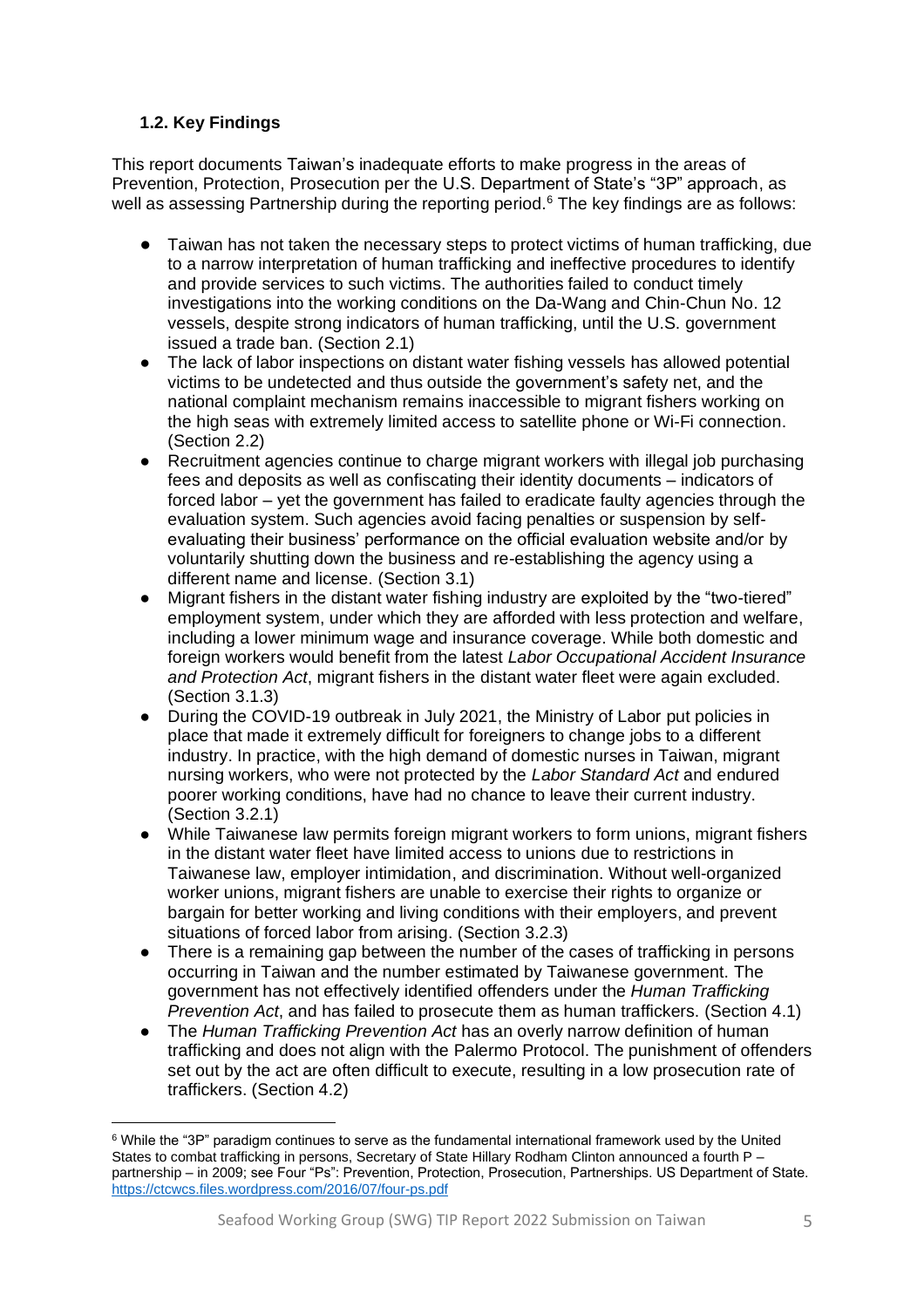### 1.2. Key Findings

This report documents Taiwan's inadequate efforts to make progress in the areas of Prevention, Protection, Prosecution per the U.S. Department of State's "3P" approach, as well as assessing Partnership during the reporting period.[6] The key findings are as follows:

- Taiwan has not taken the necessary steps to protect victims of human trafficking, due to a narrow interpretation of human trafficking and ineffective procedures to identify and provide services to such victims. The authorities failed to conduct timely investigations into the working conditions on the Da-Wang and Chin-Chun No. 12 vessels, despite strong indicators of human trafficking, until the U.S. government issued a trade ban. (Section 2.1)
- The lack of labor inspections on distant water fishing vessels has allowed potential victims to be undetected and thus outside the government's safety net, and the national complaint mechanism remains inaccessible to migrant fishers working on the high seas with extremely limited access to satellite phone or Wi-Fi connection. (Section 2.2)
- Recruitment agencies continue to charge migrant workers with illegal job purchasing fees and deposits as well as confiscating their identity documents – indicators of forced labor – yet the government has failed to eradicate faulty agencies through the evaluation system. Such agencies avoid facing penalties or suspension by self-evaluating their business' performance on the official evaluation website and/or by voluntarily shutting down the business and re-establishing the agency using a different name and license. (Section 3.1)
- Migrant fishers in the distant water fishing industry are exploited by the "two-tiered" employment system, under which they are afforded with less protection and welfare, including a lower minimum wage and insurance coverage. While both domestic and foreign workers would benefit from the latest *Labor Occupational Accident Insurance and Protection Act*, migrant fishers in the distant water fleet were again excluded. (Section 3.1.3)
- During the COVID-19 outbreak in July 2021, the Ministry of Labor put policies in place that made it extremely difficult for foreigners to change jobs to a different industry. In practice, with the high demand of domestic nurses in Taiwan, migrant nursing workers, who were not protected by the *Labor Standard Act* and endured poorer working conditions, have had no chance to leave their current industry. (Section 3.2.1)
- While Taiwanese law permits foreign migrant workers to form unions, migrant fishers in the distant water fleet have limited access to unions due to restrictions in Taiwanese law, employer intimidation, and discrimination. Without well-organized worker unions, migrant fishers are unable to exercise their rights to organize or bargain for better working and living conditions with their employers, and prevent situations of forced labor from arising. (Section 3.2.3)
- There is a remaining gap between the number of the cases of trafficking in persons occurring in Taiwan and the number estimated by Taiwanese government. The government has not effectively identified offenders under the *Human Trafficking Prevention Act*, and has failed to prosecute them as human traffickers. (Section 4.1)
- The *Human Trafficking Prevention Act* has an overly narrow definition of human trafficking and does not align with the Palermo Protocol. The punishment of offenders set out by the act are often difficult to execute, resulting in a low prosecution rate of traffickers. (Section 4.2)

---

[6] While the "3P" paradigm continues to serve as the fundamental international framework used by the United States to combat trafficking in persons, Secretary of State Hillary Rodham Clinton announced a fourth P – partnership – in 2009; see Four "Ps": Prevention, Protection, Prosecution, Partnerships. US Department of State. https://ctcwcs.files.wordpress.com/2016/07/four-ps.pdf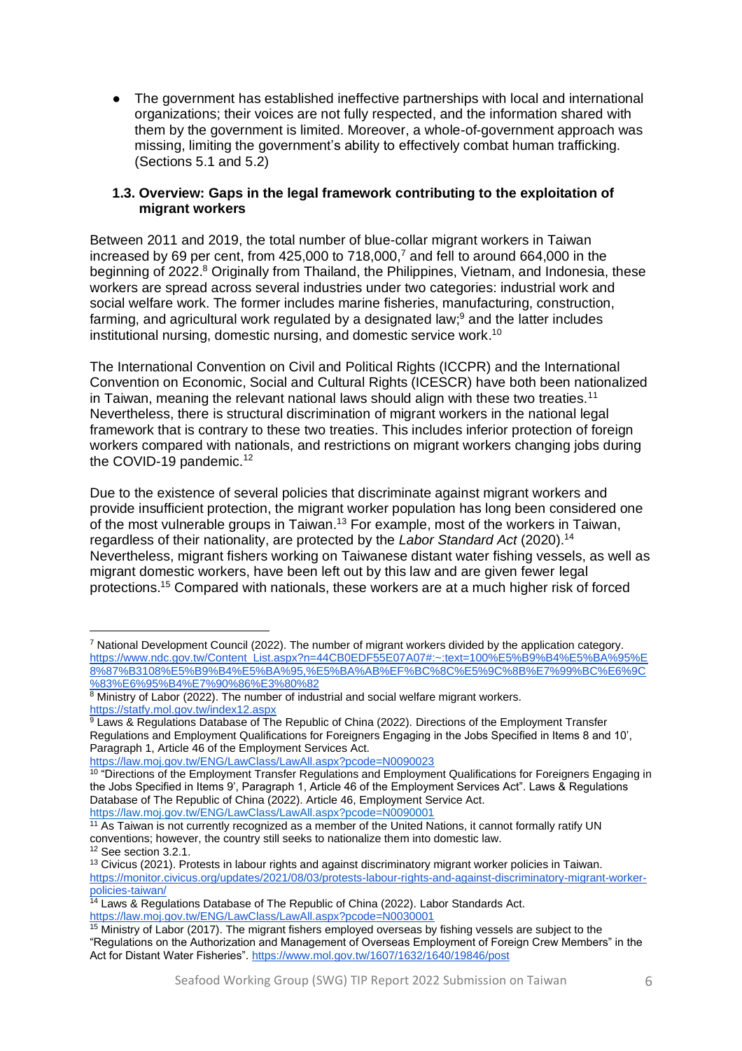- The government has established ineffective partnerships with local and international organizations; their voices are not fully respected, and the information shared with them by the government is limited. Moreover, a whole-of-government approach was missing, limiting the government's ability to effectively combat human trafficking. (Sections 5.1 and 5.2)

### 1.3. Overview: Gaps in the legal framework contributing to the exploitation of migrant workers

Between 2011 and 2019, the total number of blue-collar migrant workers in Taiwan increased by 69 per cent, from 425,000 to 718,000,[7] and fell to around 664,000 in the beginning of 2022.[8] Originally from Thailand, the Philippines, Vietnam, and Indonesia, these workers are spread across several industries under two categories: industrial work and social welfare work. The former includes marine fisheries, manufacturing, construction, farming, and agricultural work regulated by a designated law;[9] and the latter includes institutional nursing, domestic nursing, and domestic service work.[10]

The International Convention on Civil and Political Rights (ICCPR) and the International Convention on Economic, Social and Cultural Rights (ICESCR) have both been nationalized in Taiwan, meaning the relevant national laws should align with these two treaties.[11] Nevertheless, there is structural discrimination of migrant workers in the national legal framework that is contrary to these two treaties. This includes inferior protection of foreign workers compared with nationals, and restrictions on migrant workers changing jobs during the COVID-19 pandemic.[12]

Due to the existence of several policies that discriminate against migrant workers and provide insufficient protection, the migrant worker population has long been considered one of the most vulnerable groups in Taiwan.[13] For example, most of the workers in Taiwan, regardless of their nationality, are protected by the *Labor Standard Act* (2020).[14] Nevertheless, migrant fishers working on Taiwanese distant water fishing vessels, as well as migrant domestic workers, have been left out by this law and are given fewer legal protections.[15] Compared with nationals, these workers are at a much higher risk of forced

---

[7] National Development Council (2022). The number of migrant workers divided by the application category. https://www.ndc.gov.tw/Content_List.aspx?n=44CB0EDF55E07A07#:~:text=100%E5%B9%B4%E5%BA%95%E8%87%B3108%E5%B9%B4%E5%BA%95,%E5%BA%AB%EF%BC%8C%E5%9C%8B%E7%99%BC%E6%9C%83%E6%95%B4%E7%90%86%E3%80%82

[8] Ministry of Labor (2022). The number of industrial and social welfare migrant workers. https://statfy.mol.gov.tw/index12.aspx

[9] Laws & Regulations Database of The Republic of China (2022). Directions of the Employment Transfer Regulations and Employment Qualifications for Foreigners Engaging in the Jobs Specified in Items 8 and 10', Paragraph 1, Article 46 of the Employment Services Act. https://law.moj.gov.tw/ENG/LawClass/LawAll.aspx?pcode=N0090023

[10] "Directions of the Employment Transfer Regulations and Employment Qualifications for Foreigners Engaging in the Jobs Specified in Items 9', Paragraph 1, Article 46 of the Employment Services Act". Laws & Regulations Database of The Republic of China (2022). Article 46, Employment Service Act. https://law.moj.gov.tw/ENG/LawClass/LawAll.aspx?pcode=N0090001

[11] As Taiwan is not currently recognized as a member of the United Nations, it cannot formally ratify UN conventions; however, the country still seeks to nationalize them into domestic law.

[12] See section 3.2.1.

[13] Civicus (2021). Protests in labour rights and against discriminatory migrant worker policies in Taiwan. https://monitor.civicus.org/updates/2021/08/03/protests-labour-rights-and-against-discriminatory-migrant-worker-policies-taiwan/

[14] Laws & Regulations Database of The Republic of China (2022). Labor Standards Act. https://law.moj.gov.tw/ENG/LawClass/LawAll.aspx?pcode=N0030001

[15] Ministry of Labor (2017). The migrant fishers employed overseas by fishing vessels are subject to the "Regulations on the Authorization and Management of Overseas Employment of Foreign Crew Members" in the Act for Distant Water Fisheries". https://www.mol.gov.tw/1607/1632/1640/19846/post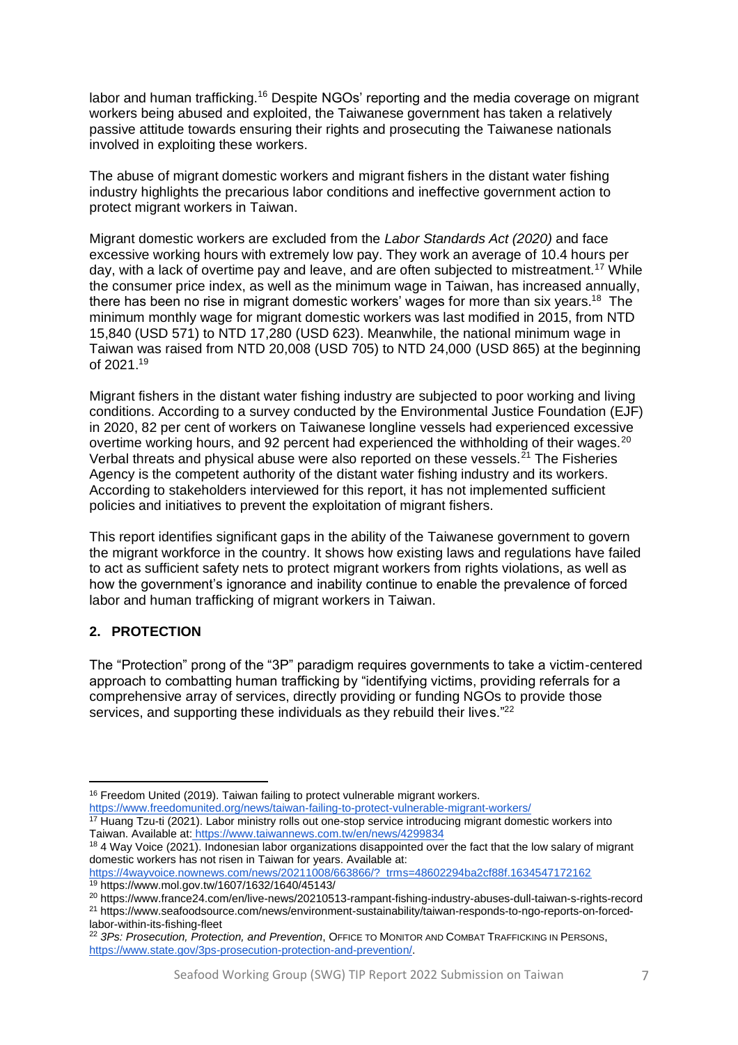labor and human trafficking.[16] Despite NGOs' reporting and the media coverage on migrant workers being abused and exploited, the Taiwanese government has taken a relatively passive attitude towards ensuring their rights and prosecuting the Taiwanese nationals involved in exploiting these workers.

The abuse of migrant domestic workers and migrant fishers in the distant water fishing industry highlights the precarious labor conditions and ineffective government action to protect migrant workers in Taiwan.

Migrant domestic workers are excluded from the *Labor Standards Act (2020)* and face excessive working hours with extremely low pay. They work an average of 10.4 hours per day, with a lack of overtime pay and leave, and are often subjected to mistreatment.[17] While the consumer price index, as well as the minimum wage in Taiwan, has increased annually, there has been no rise in migrant domestic workers' wages for more than six years.[18] The minimum monthly wage for migrant domestic workers was last modified in 2015, from NTD 15,840 (USD 571) to NTD 17,280 (USD 623). Meanwhile, the national minimum wage in Taiwan was raised from NTD 20,008 (USD 705) to NTD 24,000 (USD 865) at the beginning of 2021.[19]

Migrant fishers in the distant water fishing industry are subjected to poor working and living conditions. According to a survey conducted by the Environmental Justice Foundation (EJF) in 2020, 82 per cent of workers on Taiwanese longline vessels had experienced excessive overtime working hours, and 92 percent had experienced the withholding of their wages.[20] Verbal threats and physical abuse were also reported on these vessels.[21] The Fisheries Agency is the competent authority of the distant water fishing industry and its workers. According to stakeholders interviewed for this report, it has not implemented sufficient policies and initiatives to prevent the exploitation of migrant fishers.

This report identifies significant gaps in the ability of the Taiwanese government to govern the migrant workforce in the country. It shows how existing laws and regulations have failed to act as sufficient safety nets to protect migrant workers from rights violations, as well as how the government's ignorance and inability continue to enable the prevalence of forced labor and human trafficking of migrant workers in Taiwan.

## 2. PROTECTION

The "Protection" prong of the "3P" paradigm requires governments to take a victim-centered approach to combatting human trafficking by "identifying victims, providing referrals for a comprehensive array of services, directly providing or funding NGOs to provide those services, and supporting these individuals as they rebuild their lives."[22]

---

[16] Freedom United (2019). Taiwan failing to protect vulnerable migrant workers. https://www.freedomunited.org/news/taiwan-failing-to-protect-vulnerable-migrant-workers/

[17] Huang Tzu-ti (2021). Labor ministry rolls out one-stop service introducing migrant domestic workers into Taiwan. Available at: https://www.taiwannews.com.tw/en/news/4299834

[18] 4 Way Voice (2021). Indonesian labor organizations disappointed over the fact that the low salary of migrant domestic workers has not risen in Taiwan for years. Available at: https://4wayvoice.nownews.com/news/20211008/663866/?_trms=48602294ba2cf88f.1634547172162

[19] https://www.mol.gov.tw/1607/1632/1640/45143/

[20] https://www.france24.com/en/live-news/20210513-rampant-fishing-industry-abuses-dull-taiwan-s-rights-record

[21] https://www.seafoodsource.com/news/environment-sustainability/taiwan-responds-to-ngo-reports-on-forced-labor-within-its-fishing-fleet

[22] *3Ps: Prosecution, Protection, and Prevention*, OFFICE TO MONITOR AND COMBAT TRAFFICKING IN PERSONS, https://www.state.gov/3ps-prosecution-protection-and-prevention/.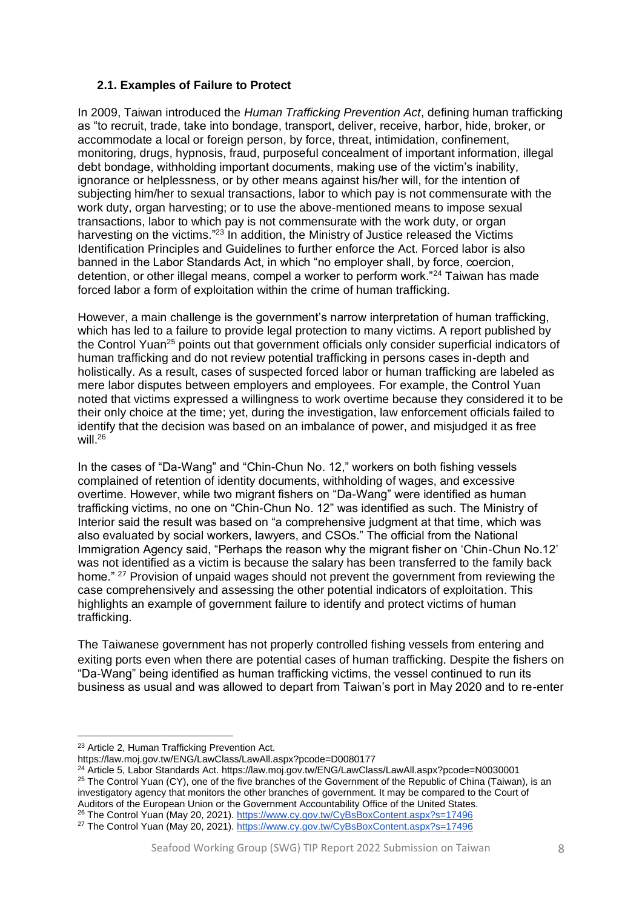### 2.1. Examples of Failure to Protect

In 2009, Taiwan introduced the *Human Trafficking Prevention Act*, defining human trafficking as "to recruit, trade, take into bondage, transport, deliver, receive, harbor, hide, broker, or accommodate a local or foreign person, by force, threat, intimidation, confinement, monitoring, drugs, hypnosis, fraud, purposeful concealment of important information, illegal debt bondage, withholding important documents, making use of the victim's inability, ignorance or helplessness, or by other means against his/her will, for the intention of subjecting him/her to sexual transactions, labor to which pay is not commensurate with the work duty, organ harvesting; or to use the above-mentioned means to impose sexual transactions, labor to which pay is not commensurate with the work duty, or organ harvesting on the victims."[23] In addition, the Ministry of Justice released the Victims Identification Principles and Guidelines to further enforce the Act. Forced labor is also banned in the Labor Standards Act, in which "no employer shall, by force, coercion, detention, or other illegal means, compel a worker to perform work."[24] Taiwan has made forced labor a form of exploitation within the crime of human trafficking.

However, a main challenge is the government's narrow interpretation of human trafficking, which has led to a failure to provide legal protection to many victims. A report published by the Control Yuan[25] points out that government officials only consider superficial indicators of human trafficking and do not review potential trafficking in persons cases in-depth and holistically. As a result, cases of suspected forced labor or human trafficking are labeled as mere labor disputes between employers and employees. For example, the Control Yuan noted that victims expressed a willingness to work overtime because they considered it to be their only choice at the time; yet, during the investigation, law enforcement officials failed to identify that the decision was based on an imbalance of power, and misjudged it as free will.[26]

In the cases of "Da-Wang" and "Chin-Chun No. 12," workers on both fishing vessels complained of retention of identity documents, withholding of wages, and excessive overtime. However, while two migrant fishers on "Da-Wang" were identified as human trafficking victims, no one on "Chin-Chun No. 12" was identified as such. The Ministry of Interior said the result was based on "a comprehensive judgment at that time, which was also evaluated by social workers, lawyers, and CSOs." The official from the National Immigration Agency said, "Perhaps the reason why the migrant fisher on 'Chin-Chun No.12' was not identified as a victim is because the salary has been transferred to the family back home." [27] Provision of unpaid wages should not prevent the government from reviewing the case comprehensively and assessing the other potential indicators of exploitation. This highlights an example of government failure to identify and protect victims of human trafficking.

The Taiwanese government has not properly controlled fishing vessels from entering and exiting ports even when there are potential cases of human trafficking. Despite the fishers on "Da-Wang" being identified as human trafficking victims, the vessel continued to run its business as usual and was allowed to depart from Taiwan's port in May 2020 and to re-enter

---

[23] Article 2, Human Trafficking Prevention Act. https://law.moj.gov.tw/ENG/LawClass/LawAll.aspx?pcode=D0080177

[24] Article 5, Labor Standards Act. https://law.moj.gov.tw/ENG/LawClass/LawAll.aspx?pcode=N0030001

[25] The Control Yuan (CY), one of the five branches of the Government of the Republic of China (Taiwan), is an investigatory agency that monitors the other branches of government. It may be compared to the Court of Auditors of the European Union or the Government Accountability Office of the United States.

[26] The Control Yuan (May 20, 2021). https://www.cy.gov.tw/CyBsBoxContent.aspx?s=17496

[27] The Control Yuan (May 20, 2021). https://www.cy.gov.tw/CyBsBoxContent.aspx?s=17496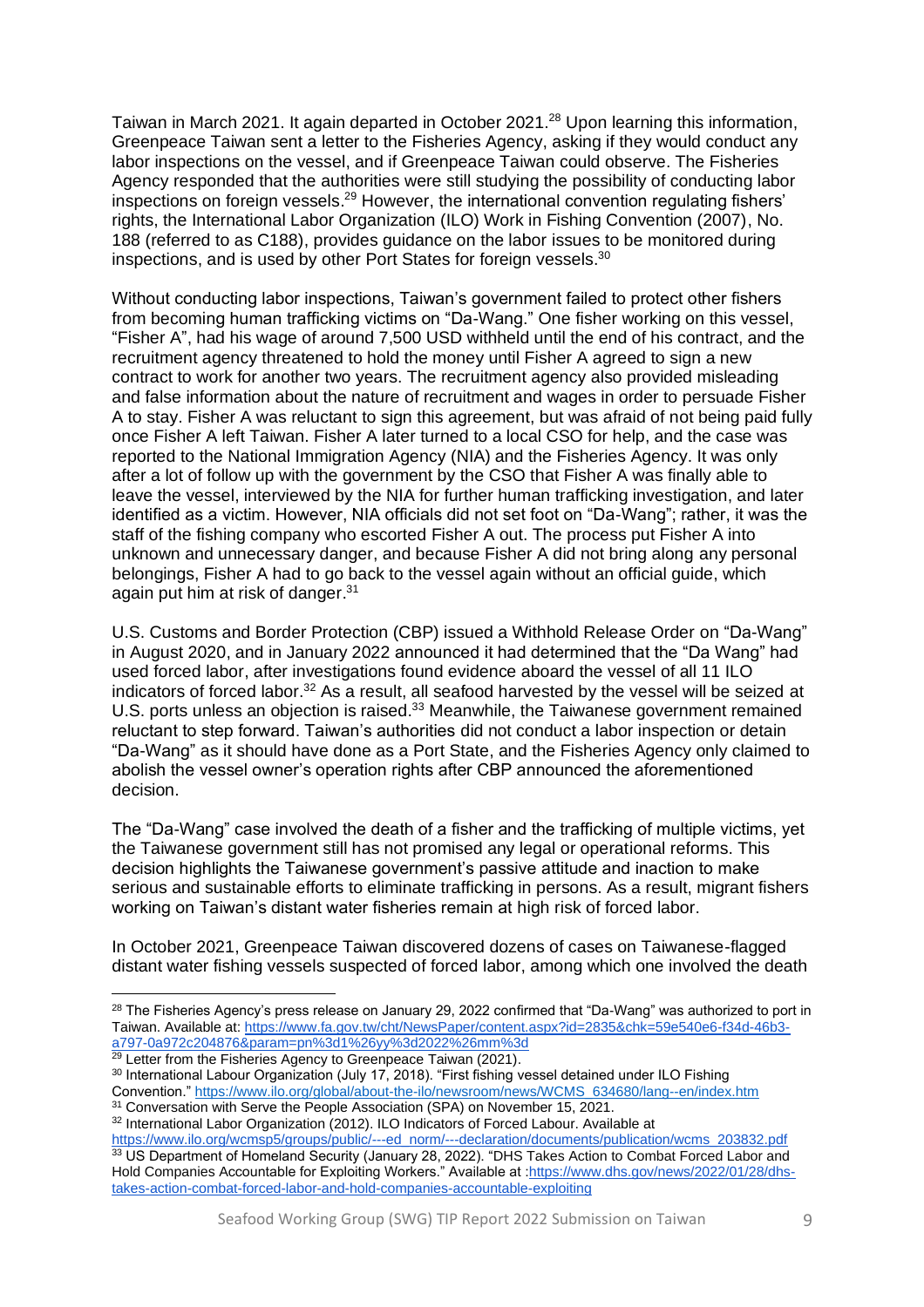Taiwan in March 2021. It again departed in October 2021.[28] Upon learning this information, Greenpeace Taiwan sent a letter to the Fisheries Agency, asking if they would conduct any labor inspections on the vessel, and if Greenpeace Taiwan could observe. The Fisheries Agency responded that the authorities were still studying the possibility of conducting labor inspections on foreign vessels.[29] However, the international convention regulating fishers' rights, the International Labor Organization (ILO) Work in Fishing Convention (2007), No. 188 (referred to as C188), provides guidance on the labor issues to be monitored during inspections, and is used by other Port States for foreign vessels.[30]

Without conducting labor inspections, Taiwan's government failed to protect other fishers from becoming human trafficking victims on "Da-Wang." One fisher working on this vessel, "Fisher A", had his wage of around 7,500 USD withheld until the end of his contract, and the recruitment agency threatened to hold the money until Fisher A agreed to sign a new contract to work for another two years. The recruitment agency also provided misleading and false information about the nature of recruitment and wages in order to persuade Fisher A to stay. Fisher A was reluctant to sign this agreement, but was afraid of not being paid fully once Fisher A left Taiwan. Fisher A later turned to a local CSO for help, and the case was reported to the National Immigration Agency (NIA) and the Fisheries Agency. It was only after a lot of follow up with the government by the CSO that Fisher A was finally able to leave the vessel, interviewed by the NIA for further human trafficking investigation, and later identified as a victim. However, NIA officials did not set foot on "Da-Wang"; rather, it was the staff of the fishing company who escorted Fisher A out. The process put Fisher A into unknown and unnecessary danger, and because Fisher A did not bring along any personal belongings, Fisher A had to go back to the vessel again without an official guide, which again put him at risk of danger.[31]

U.S. Customs and Border Protection (CBP) issued a Withhold Release Order on "Da-Wang" in August 2020, and in January 2022 announced it had determined that the "Da Wang" had used forced labor, after investigations found evidence aboard the vessel of all 11 ILO indicators of forced labor.[32] As a result, all seafood harvested by the vessel will be seized at U.S. ports unless an objection is raised.[33] Meanwhile, the Taiwanese government remained reluctant to step forward. Taiwan's authorities did not conduct a labor inspection or detain "Da-Wang" as it should have done as a Port State, and the Fisheries Agency only claimed to abolish the vessel owner's operation rights after CBP announced the aforementioned decision.

The "Da-Wang" case involved the death of a fisher and the trafficking of multiple victims, yet the Taiwanese government still has not promised any legal or operational reforms. This decision highlights the Taiwanese government's passive attitude and inaction to make serious and sustainable efforts to eliminate trafficking in persons. As a result, migrant fishers working on Taiwan's distant water fisheries remain at high risk of forced labor.

In October 2021, Greenpeace Taiwan discovered dozens of cases on Taiwanese-flagged distant water fishing vessels suspected of forced labor, among which one involved the death

---

[28] The Fisheries Agency's press release on January 29, 2022 confirmed that "Da-Wang" was authorized to port in Taiwan. Available at: https://www.fa.gov.tw/cht/NewsPaper/content.aspx?id=2835&chk=59e540e6-f34d-46b3-a797-0a972c204876&param=pn%3d1%26yy%3d2022%26mm%3d

[29] Letter from the Fisheries Agency to Greenpeace Taiwan (2021).

[30] International Labour Organization (July 17, 2018). "First fishing vessel detained under ILO Fishing Convention." https://www.ilo.org/global/about-the-ilo/newsroom/news/WCMS_634680/lang--en/index.htm

[31] Conversation with Serve the People Association (SPA) on November 15, 2021.

[32] International Labor Organization (2012). ILO Indicators of Forced Labour. Available at https://www.ilo.org/wcmsp5/groups/public/---ed_norm/---declaration/documents/publication/wcms_203832.pdf

[33] US Department of Homeland Security (January 28, 2022). "DHS Takes Action to Combat Forced Labor and Hold Companies Accountable for Exploiting Workers." Available at :https://www.dhs.gov/news/2022/01/28/dhs-takes-action-combat-forced-labor-and-hold-companies-accountable-exploiting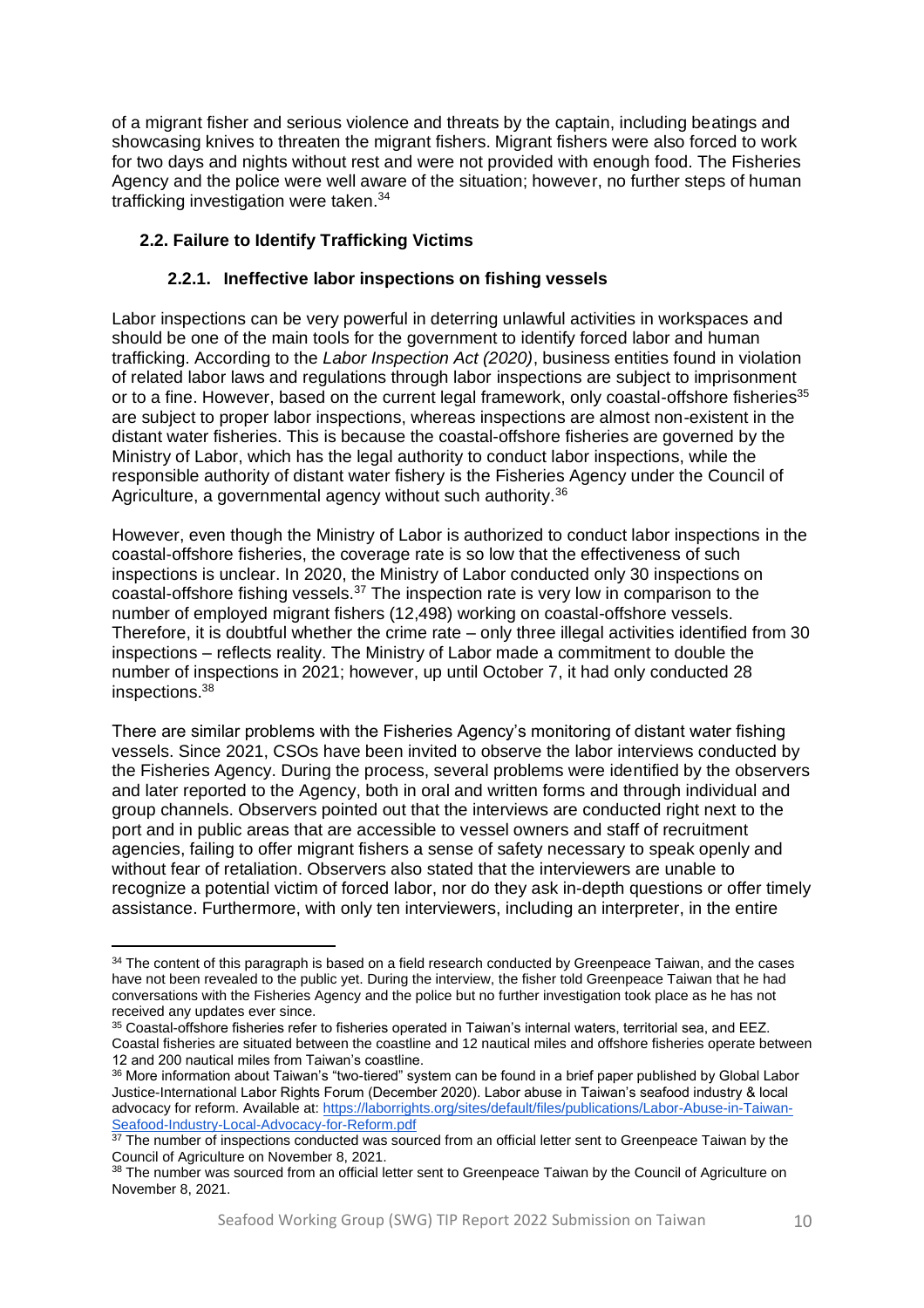of a migrant fisher and serious violence and threats by the captain, including beatings and showcasing knives to threaten the migrant fishers. Migrant fishers were also forced to work for two days and nights without rest and were not provided with enough food. The Fisheries Agency and the police were well aware of the situation; however, no further steps of human trafficking investigation were taken.[34]

### 2.2. Failure to Identify Trafficking Victims

#### 2.2.1. Ineffective labor inspections on fishing vessels

Labor inspections can be very powerful in deterring unlawful activities in workspaces and should be one of the main tools for the government to identify forced labor and human trafficking. According to the *Labor Inspection Act (2020)*, business entities found in violation of related labor laws and regulations through labor inspections are subject to imprisonment or to a fine. However, based on the current legal framework, only coastal-offshore fisheries[35] are subject to proper labor inspections, whereas inspections are almost non-existent in the distant water fisheries. This is because the coastal-offshore fisheries are governed by the Ministry of Labor, which has the legal authority to conduct labor inspections, while the responsible authority of distant water fishery is the Fisheries Agency under the Council of Agriculture, a governmental agency without such authority.[36]

However, even though the Ministry of Labor is authorized to conduct labor inspections in the coastal-offshore fisheries, the coverage rate is so low that the effectiveness of such inspections is unclear. In 2020, the Ministry of Labor conducted only 30 inspections on coastal-offshore fishing vessels.[37] The inspection rate is very low in comparison to the number of employed migrant fishers (12,498) working on coastal-offshore vessels. Therefore, it is doubtful whether the crime rate – only three illegal activities identified from 30 inspections – reflects reality. The Ministry of Labor made a commitment to double the number of inspections in 2021; however, up until October 7, it had only conducted 28 inspections.[38]

There are similar problems with the Fisheries Agency's monitoring of distant water fishing vessels. Since 2021, CSOs have been invited to observe the labor interviews conducted by the Fisheries Agency. During the process, several problems were identified by the observers and later reported to the Agency, both in oral and written forms and through individual and group channels. Observers pointed out that the interviews are conducted right next to the port and in public areas that are accessible to vessel owners and staff of recruitment agencies, failing to offer migrant fishers a sense of safety necessary to speak openly and without fear of retaliation. Observers also stated that the interviewers are unable to recognize a potential victim of forced labor, nor do they ask in-depth questions or offer timely assistance. Furthermore, with only ten interviewers, including an interpreter, in the entire

---

[34] The content of this paragraph is based on a field research conducted by Greenpeace Taiwan, and the cases have not been revealed to the public yet. During the interview, the fisher told Greenpeace Taiwan that he had conversations with the Fisheries Agency and the police but no further investigation took place as he has not received any updates ever since.

[35] Coastal-offshore fisheries refer to fisheries operated in Taiwan's internal waters, territorial sea, and EEZ. Coastal fisheries are situated between the coastline and 12 nautical miles and offshore fisheries operate between 12 and 200 nautical miles from Taiwan's coastline.

[36] More information about Taiwan's "two-tiered" system can be found in a brief paper published by Global Labor Justice-International Labor Rights Forum (December 2020). Labor abuse in Taiwan's seafood industry & local advocacy for reform. Available at: https://laborrights.org/sites/default/files/publications/Labor-Abuse-in-Taiwan-Seafood-Industry-Local-Advocacy-for-Reform.pdf

[37] The number of inspections conducted was sourced from an official letter sent to Greenpeace Taiwan by the Council of Agriculture on November 8, 2021.

[38] The number was sourced from an official letter sent to Greenpeace Taiwan by the Council of Agriculture on November 8, 2021.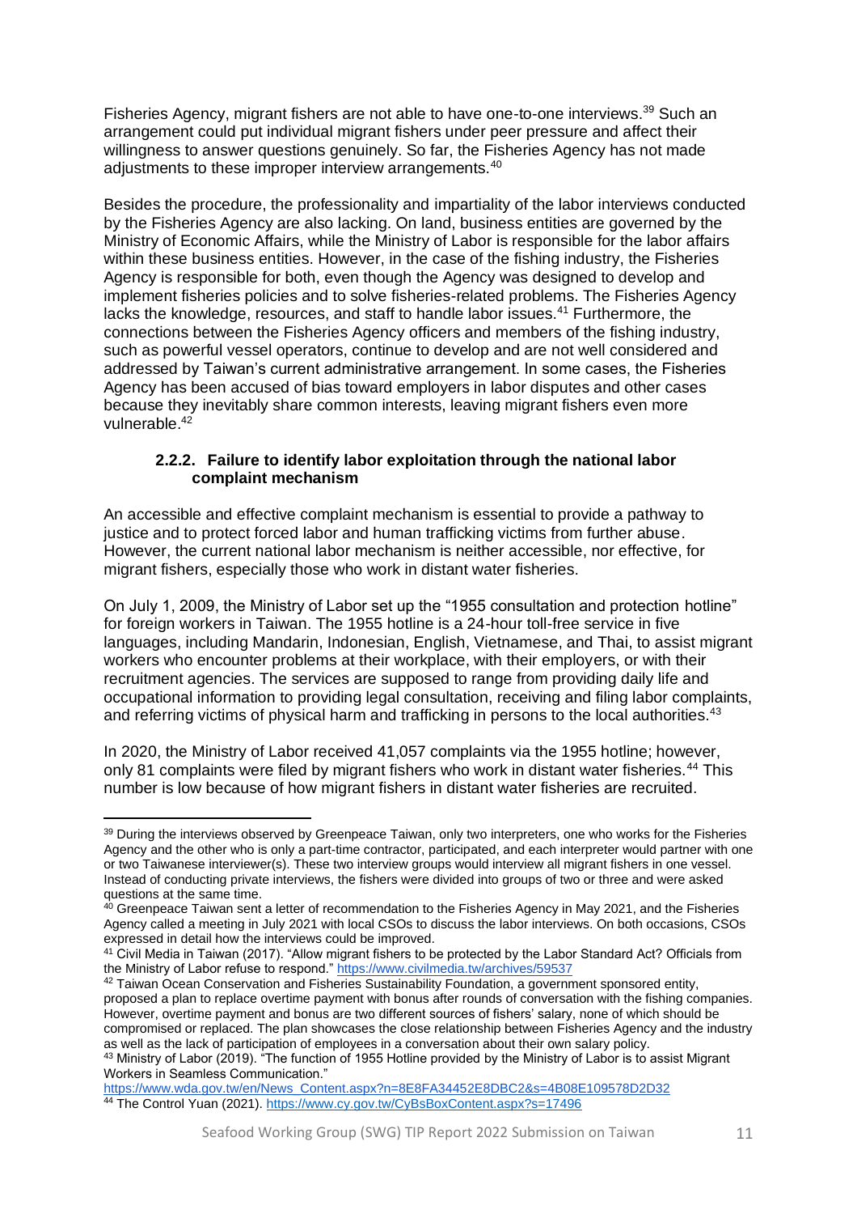Fisheries Agency, migrant fishers are not able to have one-to-one interviews.[39] Such an arrangement could put individual migrant fishers under peer pressure and affect their willingness to answer questions genuinely. So far, the Fisheries Agency has not made adjustments to these improper interview arrangements.[40]

Besides the procedure, the professionality and impartiality of the labor interviews conducted by the Fisheries Agency are also lacking. On land, business entities are governed by the Ministry of Economic Affairs, while the Ministry of Labor is responsible for the labor affairs within these business entities. However, in the case of the fishing industry, the Fisheries Agency is responsible for both, even though the Agency was designed to develop and implement fisheries policies and to solve fisheries-related problems. The Fisheries Agency lacks the knowledge, resources, and staff to handle labor issues.[41] Furthermore, the connections between the Fisheries Agency officers and members of the fishing industry, such as powerful vessel operators, continue to develop and are not well considered and addressed by Taiwan's current administrative arrangement. In some cases, the Fisheries Agency has been accused of bias toward employers in labor disputes and other cases because they inevitably share common interests, leaving migrant fishers even more vulnerable.[42]

#### 2.2.2. Failure to identify labor exploitation through the national labor complaint mechanism

An accessible and effective complaint mechanism is essential to provide a pathway to justice and to protect forced labor and human trafficking victims from further abuse. However, the current national labor mechanism is neither accessible, nor effective, for migrant fishers, especially those who work in distant water fisheries.

On July 1, 2009, the Ministry of Labor set up the "1955 consultation and protection hotline" for foreign workers in Taiwan. The 1955 hotline is a 24-hour toll-free service in five languages, including Mandarin, Indonesian, English, Vietnamese, and Thai, to assist migrant workers who encounter problems at their workplace, with their employers, or with their recruitment agencies. The services are supposed to range from providing daily life and occupational information to providing legal consultation, receiving and filing labor complaints, and referring victims of physical harm and trafficking in persons to the local authorities.[43]

In 2020, the Ministry of Labor received 41,057 complaints via the 1955 hotline; however, only 81 complaints were filed by migrant fishers who work in distant water fisheries.[44] This number is low because of how migrant fishers in distant water fisheries are recruited.

---

[39] During the interviews observed by Greenpeace Taiwan, only two interpreters, one who works for the Fisheries Agency and the other who is only a part-time contractor, participated, and each interpreter would partner with one or two Taiwanese interviewer(s). These two interview groups would interview all migrant fishers in one vessel. Instead of conducting private interviews, the fishers were divided into groups of two or three and were asked questions at the same time.

[40] Greenpeace Taiwan sent a letter of recommendation to the Fisheries Agency in May 2021, and the Fisheries Agency called a meeting in July 2021 with local CSOs to discuss the labor interviews. On both occasions, CSOs expressed in detail how the interviews could be improved.

[41] Civil Media in Taiwan (2017). "Allow migrant fishers to be protected by the Labor Standard Act? Officials from the Ministry of Labor refuse to respond." https://www.civilmedia.tw/archives/59537

[42] Taiwan Ocean Conservation and Fisheries Sustainability Foundation, a government sponsored entity, proposed a plan to replace overtime payment with bonus after rounds of conversation with the fishing companies. However, overtime payment and bonus are two different sources of fishers' salary, none of which should be compromised or replaced. The plan showcases the close relationship between Fisheries Agency and the industry as well as the lack of participation of employees in a conversation about their own salary policy.

[43] Ministry of Labor (2019). "The function of 1955 Hotline provided by the Ministry of Labor is to assist Migrant Workers in Seamless Communication." https://www.wda.gov.tw/en/News_Content.aspx?n=8E8FA34452E8DBC2&s=4B08E109578D2D32

[44] The Control Yuan (2021). https://www.cy.gov.tw/CyBsBoxContent.aspx?s=17496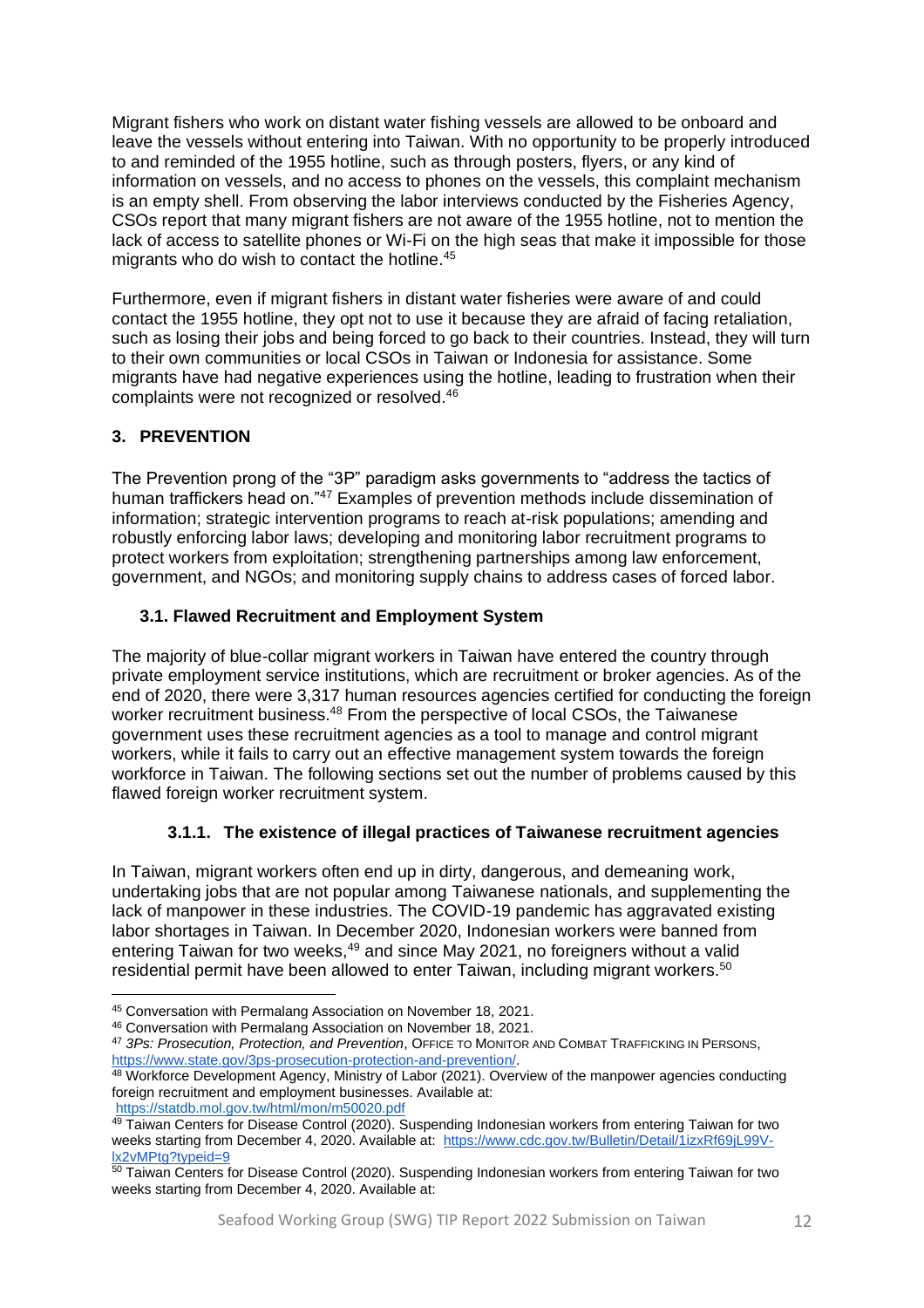Migrant fishers who work on distant water fishing vessels are allowed to be onboard and leave the vessels without entering into Taiwan. With no opportunity to be properly introduced to and reminded of the 1955 hotline, such as through posters, flyers, or any kind of information on vessels, and no access to phones on the vessels, this complaint mechanism is an empty shell. From observing the labor interviews conducted by the Fisheries Agency, CSOs report that many migrant fishers are not aware of the 1955 hotline, not to mention the lack of access to satellite phones or Wi-Fi on the high seas that make it impossible for those migrants who do wish to contact the hotline.[45]

Furthermore, even if migrant fishers in distant water fisheries were aware of and could contact the 1955 hotline, they opt not to use it because they are afraid of facing retaliation, such as losing their jobs and being forced to go back to their countries. Instead, they will turn to their own communities or local CSOs in Taiwan or Indonesia for assistance. Some migrants have had negative experiences using the hotline, leading to frustration when their complaints were not recognized or resolved.[46]

## 3. PREVENTION

The Prevention prong of the "3P" paradigm asks governments to "address the tactics of human traffickers head on."[47] Examples of prevention methods include dissemination of information; strategic intervention programs to reach at-risk populations; amending and robustly enforcing labor laws; developing and monitoring labor recruitment programs to protect workers from exploitation; strengthening partnerships among law enforcement, government, and NGOs; and monitoring supply chains to address cases of forced labor.

### 3.1. Flawed Recruitment and Employment System

The majority of blue-collar migrant workers in Taiwan have entered the country through private employment service institutions, which are recruitment or broker agencies. As of the end of 2020, there were 3,317 human resources agencies certified for conducting the foreign worker recruitment business.[48] From the perspective of local CSOs, the Taiwanese government uses these recruitment agencies as a tool to manage and control migrant workers, while it fails to carry out an effective management system towards the foreign workforce in Taiwan. The following sections set out the number of problems caused by this flawed foreign worker recruitment system.

#### 3.1.1. The existence of illegal practices of Taiwanese recruitment agencies

In Taiwan, migrant workers often end up in dirty, dangerous, and demeaning work, undertaking jobs that are not popular among Taiwanese nationals, and supplementing the lack of manpower in these industries. The COVID-19 pandemic has aggravated existing labor shortages in Taiwan. In December 2020, Indonesian workers were banned from entering Taiwan for two weeks,[49] and since May 2021, no foreigners without a valid residential permit have been allowed to enter Taiwan, including migrant workers.[50]

---

[45] Conversation with Permalang Association on November 18, 2021.

[46] Conversation with Permalang Association on November 18, 2021.

[47] *3Ps: Prosecution, Protection, and Prevention*, OFFICE TO MONITOR AND COMBAT TRAFFICKING IN PERSONS, https://www.state.gov/3ps-prosecution-protection-and-prevention/.

[48] Workforce Development Agency, Ministry of Labor (2021). Overview of the manpower agencies conducting foreign recruitment and employment businesses. Available at: https://statdb.mol.gov.tw/html/mon/m50020.pdf

[49] Taiwan Centers for Disease Control (2020). Suspending Indonesian workers from entering Taiwan for two weeks starting from December 4, 2020. Available at: https://www.cdc.gov.tw/Bulletin/Detail/1izxRf69jL99V-lx2vMPtg?typeid=9

[50] Taiwan Centers for Disease Control (2020). Suspending Indonesian workers from entering Taiwan for two weeks starting from December 4, 2020. Available at: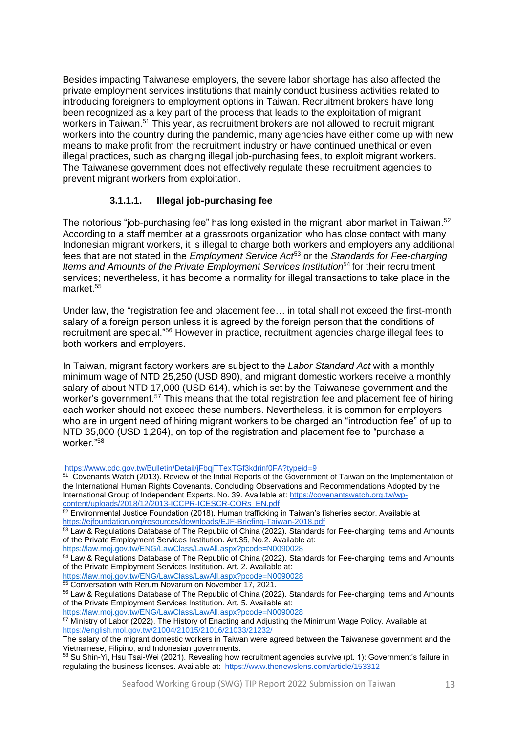Besides impacting Taiwanese employers, the severe labor shortage has also affected the private employment services institutions that mainly conduct business activities related to introducing foreigners to employment options in Taiwan. Recruitment brokers have long been recognized as a key part of the process that leads to the exploitation of migrant workers in Taiwan.[51] This year, as recruitment brokers are not allowed to recruit migrant workers into the country during the pandemic, many agencies have either come up with new means to make profit from the recruitment industry or have continued unethical or even illegal practices, such as charging illegal job-purchasing fees, to exploit migrant workers. The Taiwanese government does not effectively regulate these recruitment agencies to prevent migrant workers from exploitation.

#### 3.1.1.1. Illegal job-purchasing fee

The notorious "job-purchasing fee" has long existed in the migrant labor market in Taiwan.[52] According to a staff member at a grassroots organization who has close contact with many Indonesian migrant workers, it is illegal to charge both workers and employers any additional fees that are not stated in the *Employment Service Act*[53] or the *Standards for Fee-charging Items and Amounts of the Private Employment Services Institution*[54] for their recruitment services; nevertheless, it has become a normality for illegal transactions to take place in the market.[55]

Under law, the "registration fee and placement fee… in total shall not exceed the first-month salary of a foreign person unless it is agreed by the foreign person that the conditions of recruitment are special."[56] However in practice, recruitment agencies charge illegal fees to both workers and employers.

In Taiwan, migrant factory workers are subject to the *Labor Standard Act* with a monthly minimum wage of NTD 25,250 (USD 890), and migrant domestic workers receive a monthly salary of about NTD 17,000 (USD 614), which is set by the Taiwanese government and the worker's government.[57] This means that the total registration fee and placement fee of hiring each worker should not exceed these numbers. Nevertheless, it is common for employers who are in urgent need of hiring migrant workers to be charged an "introduction fee" of up to NTD 35,000 (USD 1,264), on top of the registration and placement fee to "purchase a worker."[58]

---

https://www.cdc.gov.tw/Bulletin/Detail/jFbqjTTexTGf3kdrinf0FA?typeid=9

[51] Covenants Watch (2013). Review of the Initial Reports of the Government of Taiwan on the Implementation of the International Human Rights Covenants. Concluding Observations and Recommendations Adopted by the International Group of Independent Experts. No. 39. Available at: https://covenantswatch.org.tw/wp-content/uploads/2018/12/2013-ICCPR-ICESCR-CORs_EN.pdf

[52] Environmental Justice Foundation (2018). Human trafficking in Taiwan's fisheries sector. Available at https://ejfoundation.org/resources/downloads/EJF-Briefing-Taiwan-2018.pdf

[53] Law & Regulations Database of The Republic of China (2022). Standards for Fee-charging Items and Amounts of the Private Employment Services Institution. Art.35, No.2. Available at: https://law.moj.gov.tw/ENG/LawClass/LawAll.aspx?pcode=N0090028

[54] Law & Regulations Database of The Republic of China (2022). Standards for Fee-charging Items and Amounts of the Private Employment Services Institution. Art. 2. Available at: https://law.moj.gov.tw/ENG/LawClass/LawAll.aspx?pcode=N0090028

[55] Conversation with Rerum Novarum on November 17, 2021.

[56] Law & Regulations Database of The Republic of China (2022). Standards for Fee-charging Items and Amounts of the Private Employment Services Institution. Art. 5. Available at: https://law.moj.gov.tw/ENG/LawClass/LawAll.aspx?pcode=N0090028

[57] Ministry of Labor (2022). The History of Enacting and Adjusting the Minimum Wage Policy. Available at https://english.mol.gov.tw/21004/21015/21016/21033/21232/

The salary of the migrant domestic workers in Taiwan were agreed between the Taiwanese government and the Vietnamese, Filipino, and Indonesian governments.

[58] Su Shin-Yi, Hsu Tsai-Wei (2021). Revealing how recruitment agencies survive (pt. 1): Government's failure in regulating the business licenses. Available at: https://www.thenewslens.com/article/153312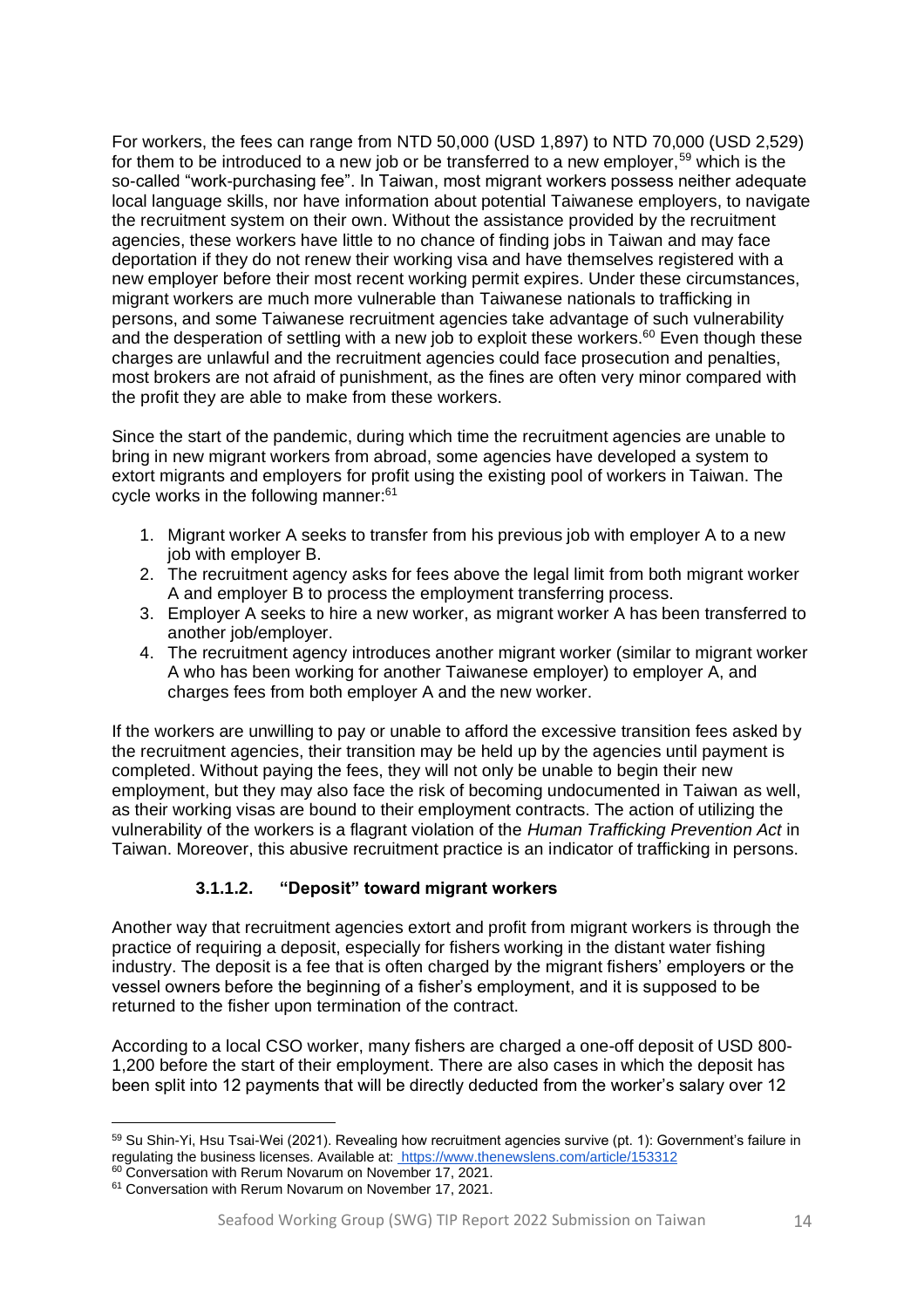For workers, the fees can range from NTD 50,000 (USD 1,897) to NTD 70,000 (USD 2,529) for them to be introduced to a new job or be transferred to a new employer,[59] which is the so-called "work-purchasing fee". In Taiwan, most migrant workers possess neither adequate local language skills, nor have information about potential Taiwanese employers, to navigate the recruitment system on their own. Without the assistance provided by the recruitment agencies, these workers have little to no chance of finding jobs in Taiwan and may face deportation if they do not renew their working visa and have themselves registered with a new employer before their most recent working permit expires. Under these circumstances, migrant workers are much more vulnerable than Taiwanese nationals to trafficking in persons, and some Taiwanese recruitment agencies take advantage of such vulnerability and the desperation of settling with a new job to exploit these workers.[60] Even though these charges are unlawful and the recruitment agencies could face prosecution and penalties, most brokers are not afraid of punishment, as the fines are often very minor compared with the profit they are able to make from these workers.

Since the start of the pandemic, during which time the recruitment agencies are unable to bring in new migrant workers from abroad, some agencies have developed a system to extort migrants and employers for profit using the existing pool of workers in Taiwan. The cycle works in the following manner:[61]

1. Migrant worker A seeks to transfer from his previous job with employer A to a new job with employer B.
2. The recruitment agency asks for fees above the legal limit from both migrant worker A and employer B to process the employment transferring process.
3. Employer A seeks to hire a new worker, as migrant worker A has been transferred to another job/employer.
4. The recruitment agency introduces another migrant worker (similar to migrant worker A who has been working for another Taiwanese employer) to employer A, and charges fees from both employer A and the new worker.

If the workers are unwilling to pay or unable to afford the excessive transition fees asked by the recruitment agencies, their transition may be held up by the agencies until payment is completed. Without paying the fees, they will not only be unable to begin their new employment, but they may also face the risk of becoming undocumented in Taiwan as well, as their working visas are bound to their employment contracts. The action of utilizing the vulnerability of the workers is a flagrant violation of the *Human Trafficking Prevention Act* in Taiwan. Moreover, this abusive recruitment practice is an indicator of trafficking in persons.

#### 3.1.1.2. "Deposit" toward migrant workers

Another way that recruitment agencies extort and profit from migrant workers is through the practice of requiring a deposit, especially for fishers working in the distant water fishing industry. The deposit is a fee that is often charged by the migrant fishers' employers or the vessel owners before the beginning of a fisher's employment, and it is supposed to be returned to the fisher upon termination of the contract.

According to a local CSO worker, many fishers are charged a one-off deposit of USD 800-1,200 before the start of their employment. There are also cases in which the deposit has been split into 12 payments that will be directly deducted from the worker's salary over 12

---

[59] Su Shin-Yi, Hsu Tsai-Wei (2021). Revealing how recruitment agencies survive (pt. 1): Government's failure in regulating the business licenses. Available at: https://www.thenewslens.com/article/153312

[60] Conversation with Rerum Novarum on November 17, 2021.

[61] Conversation with Rerum Novarum on November 17, 2021.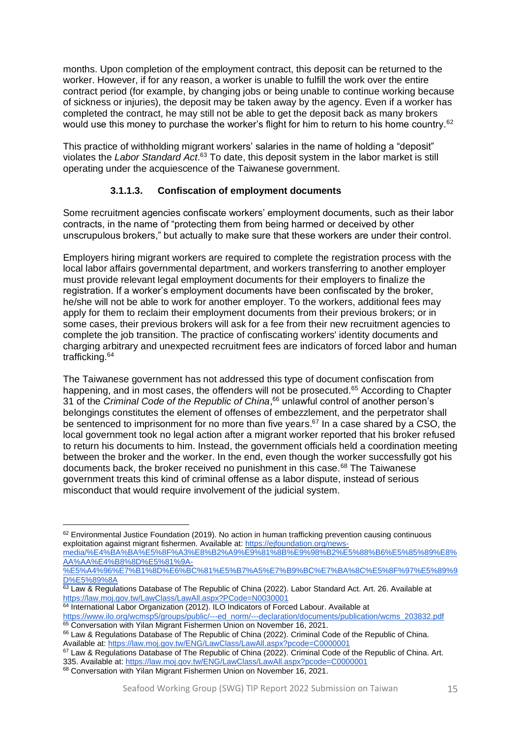months. Upon completion of the employment contract, this deposit can be returned to the worker. However, if for any reason, a worker is unable to fulfill the work over the entire contract period (for example, by changing jobs or being unable to continue working because of sickness or injuries), the deposit may be taken away by the agency. Even if a worker has completed the contract, he may still not be able to get the deposit back as many brokers would use this money to purchase the worker's flight for him to return to his home country.[62]

This practice of withholding migrant workers' salaries in the name of holding a "deposit" violates the *Labor Standard Act*.[63] To date, this deposit system in the labor market is still operating under the acquiescence of the Taiwanese government.

#### 3.1.1.3. Confiscation of employment documents

Some recruitment agencies confiscate workers' employment documents, such as their labor contracts, in the name of "protecting them from being harmed or deceived by other unscrupulous brokers," but actually to make sure that these workers are under their control.

Employers hiring migrant workers are required to complete the registration process with the local labor affairs governmental department, and workers transferring to another employer must provide relevant legal employment documents for their employers to finalize the registration. If a worker's employment documents have been confiscated by the broker, he/she will not be able to work for another employer. To the workers, additional fees may apply for them to reclaim their employment documents from their previous brokers; or in some cases, their previous brokers will ask for a fee from their new recruitment agencies to complete the job transition. The practice of confiscating workers' identity documents and charging arbitrary and unexpected recruitment fees are indicators of forced labor and human trafficking.[64]

The Taiwanese government has not addressed this type of document confiscation from happening, and in most cases, the offenders will not be prosecuted.[65] According to Chapter 31 of the *Criminal Code of the Republic of China*,[66] unlawful control of another person's belongings constitutes the element of offenses of embezzlement, and the perpetrator shall be sentenced to imprisonment for no more than five years.[67] In a case shared by a CSO, the local government took no legal action after a migrant worker reported that his broker refused to return his documents to him. Instead, the government officials held a coordination meeting between the broker and the worker. In the end, even though the worker successfully got his documents back, the broker received no punishment in this case.[68] The Taiwanese government treats this kind of criminal offense as a labor dispute, instead of serious misconduct that would require involvement of the judicial system.

---

[62] Environmental Justice Foundation (2019). No action in human trafficking prevention causing continuous exploitation against migrant fishermen. Available at: https://ejfoundation.org/news-media/%E4%BA%BA%E5%8F%A3%E8%B2%A9%E9%81%8B%E9%98%B2%E5%88%B6%E5%85%89%E8%AA%AA%E4%B8%8D%E5%81%9A-%E5%A4%96%E7%B1%8D%E6%BC%81%E5%B7%A5%E7%B9%BC%E7%BA%8C%E5%8F%97%E5%89%9D%E5%89%8A

[63] Law & Regulations Database of The Republic of China (2022). Labor Standard Act. Art. 26. Available at https://law.moj.gov.tw/LawClass/LawAll.aspx?PCode=N0030001

[64] International Labor Organization (2012). ILO Indicators of Forced Labour. Available at https://www.ilo.org/wcmsp5/groups/public/---ed_norm/---declaration/documents/publication/wcms_203832.pdf

[65] Conversation with Yilan Migrant Fishermen Union on November 16, 2021.

[66] Law & Regulations Database of The Republic of China (2022). Criminal Code of the Republic of China. Available at: https://law.moj.gov.tw/ENG/LawClass/LawAll.aspx?pcode=C0000001

[67] Law & Regulations Database of The Republic of China (2022). Criminal Code of the Republic of China. Art. 335. Available at: https://law.moj.gov.tw/ENG/LawClass/LawAll.aspx?pcode=C0000001

[68] Conversation with Yilan Migrant Fishermen Union on November 16, 2021.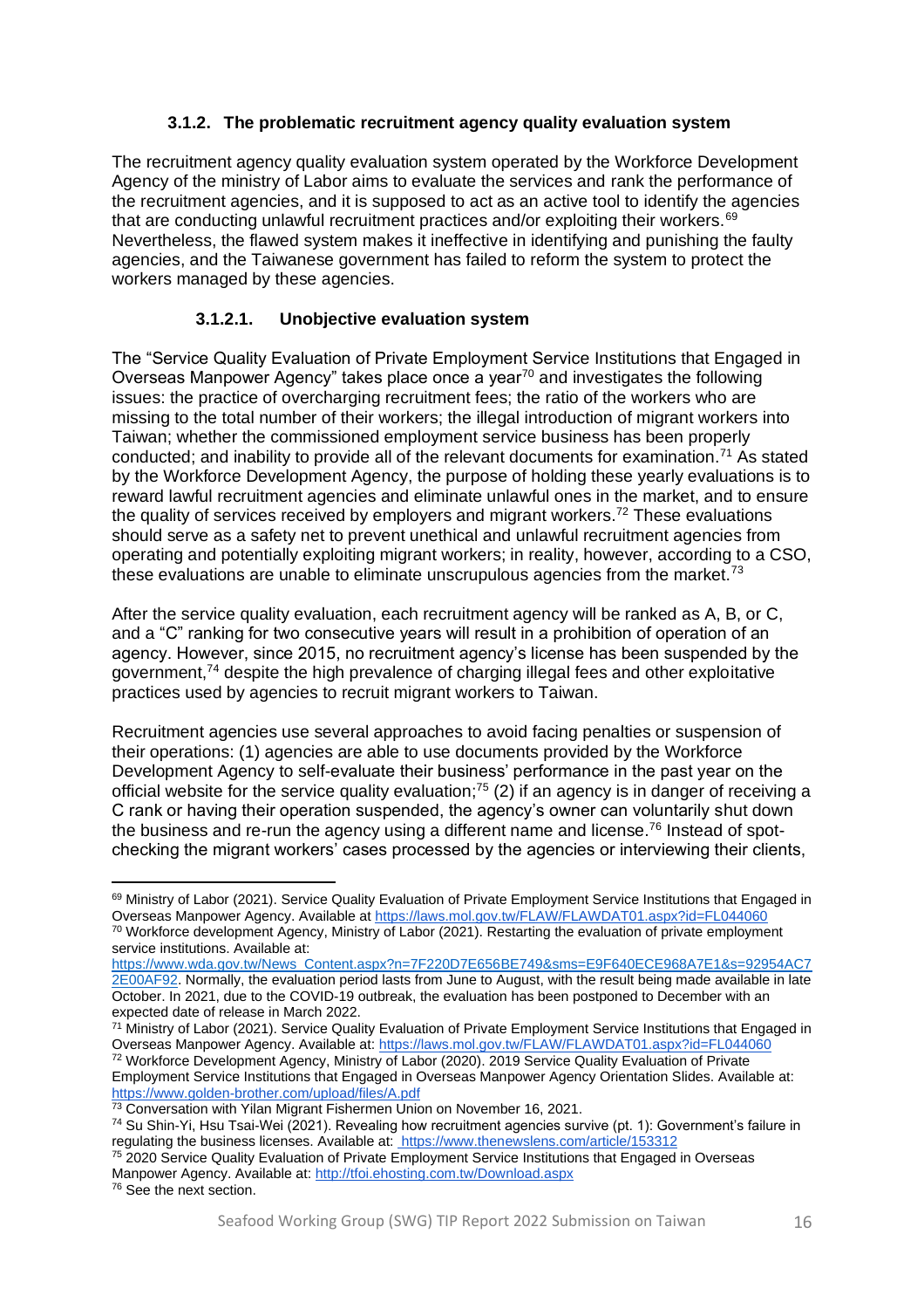#### 3.1.2. The problematic recruitment agency quality evaluation system

The recruitment agency quality evaluation system operated by the Workforce Development Agency of the ministry of Labor aims to evaluate the services and rank the performance of the recruitment agencies, and it is supposed to act as an active tool to identify the agencies that are conducting unlawful recruitment practices and/or exploiting their workers.[69] Nevertheless, the flawed system makes it ineffective in identifying and punishing the faulty agencies, and the Taiwanese government has failed to reform the system to protect the workers managed by these agencies.

##### 3.1.2.1. Unobjective evaluation system

The "Service Quality Evaluation of Private Employment Service Institutions that Engaged in Overseas Manpower Agency" takes place once a year[70] and investigates the following issues: the practice of overcharging recruitment fees; the ratio of the workers who are missing to the total number of their workers; the illegal introduction of migrant workers into Taiwan; whether the commissioned employment service business has been properly conducted; and inability to provide all of the relevant documents for examination.[71] As stated by the Workforce Development Agency, the purpose of holding these yearly evaluations is to reward lawful recruitment agencies and eliminate unlawful ones in the market, and to ensure the quality of services received by employers and migrant workers.[72] These evaluations should serve as a safety net to prevent unethical and unlawful recruitment agencies from operating and potentially exploiting migrant workers; in reality, however, according to a CSO, these evaluations are unable to eliminate unscrupulous agencies from the market.[73]

After the service quality evaluation, each recruitment agency will be ranked as A, B, or C, and a "C" ranking for two consecutive years will result in a prohibition of operation of an agency. However, since 2015, no recruitment agency's license has been suspended by the government,[74] despite the high prevalence of charging illegal fees and other exploitative practices used by agencies to recruit migrant workers to Taiwan.

Recruitment agencies use several approaches to avoid facing penalties or suspension of their operations: (1) agencies are able to use documents provided by the Workforce Development Agency to self-evaluate their business' performance in the past year on the official website for the service quality evaluation;[75] (2) if an agency is in danger of receiving a C rank or having their operation suspended, the agency's owner can voluntarily shut down the business and re-run the agency using a different name and license.[76] Instead of spot-checking the migrant workers' cases processed by the agencies or interviewing their clients,

---

[69] Ministry of Labor (2021). Service Quality Evaluation of Private Employment Service Institutions that Engaged in Overseas Manpower Agency. Available at https://laws.mol.gov.tw/FLAW/FLAWDAT01.aspx?id=FL044060

[70] Workforce development Agency, Ministry of Labor (2021). Restarting the evaluation of private employment service institutions. Available at: https://www.wda.gov.tw/News_Content.aspx?n=7F220D7E656BE749&sms=E9F640ECE968A7E1&s=92954AC72E00AF92. Normally, the evaluation period lasts from June to August, with the result being made available in late October. In 2021, due to the COVID-19 outbreak, the evaluation has been postponed to December with an expected date of release in March 2022.

[71] Ministry of Labor (2021). Service Quality Evaluation of Private Employment Service Institutions that Engaged in Overseas Manpower Agency. Available at: https://laws.mol.gov.tw/FLAW/FLAWDAT01.aspx?id=FL044060

[72] Workforce Development Agency, Ministry of Labor (2020). 2019 Service Quality Evaluation of Private Employment Service Institutions that Engaged in Overseas Manpower Agency Orientation Slides. Available at: https://www.golden-brother.com/upload/files/A.pdf

[73] Conversation with Yilan Migrant Fishermen Union on November 16, 2021.

[74] Su Shin-Yi, Hsu Tsai-Wei (2021). Revealing how recruitment agencies survive (pt. 1): Government's failure in regulating the business licenses. Available at: https://www.thenewslens.com/article/153312

[75] 2020 Service Quality Evaluation of Private Employment Service Institutions that Engaged in Overseas Manpower Agency. Available at: http://tfoi.ehosting.com.tw/Download.aspx

[76] See the next section.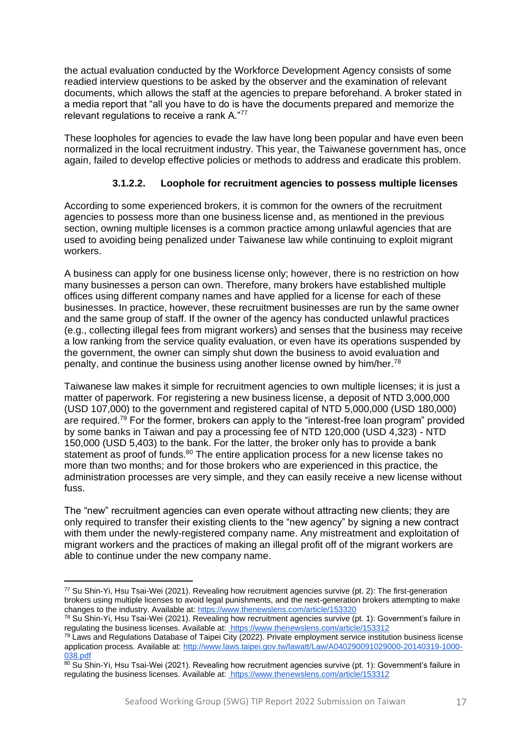the actual evaluation conducted by the Workforce Development Agency consists of some readied interview questions to be asked by the observer and the examination of relevant documents, which allows the staff at the agencies to prepare beforehand. A broker stated in a media report that "all you have to do is have the documents prepared and memorize the relevant regulations to receive a rank A."[77]

These loopholes for agencies to evade the law have long been popular and have even been normalized in the local recruitment industry. This year, the Taiwanese government has, once again, failed to develop effective policies or methods to address and eradicate this problem.

#### 3.1.2.2. Loophole for recruitment agencies to possess multiple licenses

According to some experienced brokers, it is common for the owners of the recruitment agencies to possess more than one business license and, as mentioned in the previous section, owning multiple licenses is a common practice among unlawful agencies that are used to avoiding being penalized under Taiwanese law while continuing to exploit migrant workers.

A business can apply for one business license only; however, there is no restriction on how many businesses a person can own. Therefore, many brokers have established multiple offices using different company names and have applied for a license for each of these businesses. In practice, however, these recruitment businesses are run by the same owner and the same group of staff. If the owner of the agency has conducted unlawful practices (e.g., collecting illegal fees from migrant workers) and senses that the business may receive a low ranking from the service quality evaluation, or even have its operations suspended by the government, the owner can simply shut down the business to avoid evaluation and penalty, and continue the business using another license owned by him/her.[78]

Taiwanese law makes it simple for recruitment agencies to own multiple licenses; it is just a matter of paperwork. For registering a new business license, a deposit of NTD 3,000,000 (USD 107,000) to the government and registered capital of NTD 5,000,000 (USD 180,000) are required.[79] For the former, brokers can apply to the "interest-free loan program" provided by some banks in Taiwan and pay a processing fee of NTD 120,000 (USD 4,323) - NTD 150,000 (USD 5,403) to the bank. For the latter, the broker only has to provide a bank statement as proof of funds.[80] The entire application process for a new license takes no more than two months; and for those brokers who are experienced in this practice, the administration processes are very simple, and they can easily receive a new license without fuss.

The "new" recruitment agencies can even operate without attracting new clients; they are only required to transfer their existing clients to the "new agency" by signing a new contract with them under the newly-registered company name. Any mistreatment and exploitation of migrant workers and the practices of making an illegal profit off of the migrant workers are able to continue under the new company name.

---

[77] Su Shin-Yi, Hsu Tsai-Wei (2021). Revealing how recruitment agencies survive (pt. 2): The first-generation brokers using multiple licenses to avoid legal punishments, and the next-generation brokers attempting to make changes to the industry. Available at: https://www.thenewslens.com/article/153320

[78] Su Shin-Yi, Hsu Tsai-Wei (2021). Revealing how recruitment agencies survive (pt. 1): Government's failure in regulating the business licenses. Available at: https://www.thenewslens.com/article/153312

[79] Laws and Regulations Database of Taipei City (2022). Private employment service institution business license application process. Available at: http://www.laws.taipei.gov.tw/lawatt/Law/A040290091029000-20140319-1000-038.pdf

[80] Su Shin-Yi, Hsu Tsai-Wei (2021). Revealing how recruitment agencies survive (pt. 1): Government's failure in regulating the business licenses. Available at: https://www.thenewslens.com/article/153312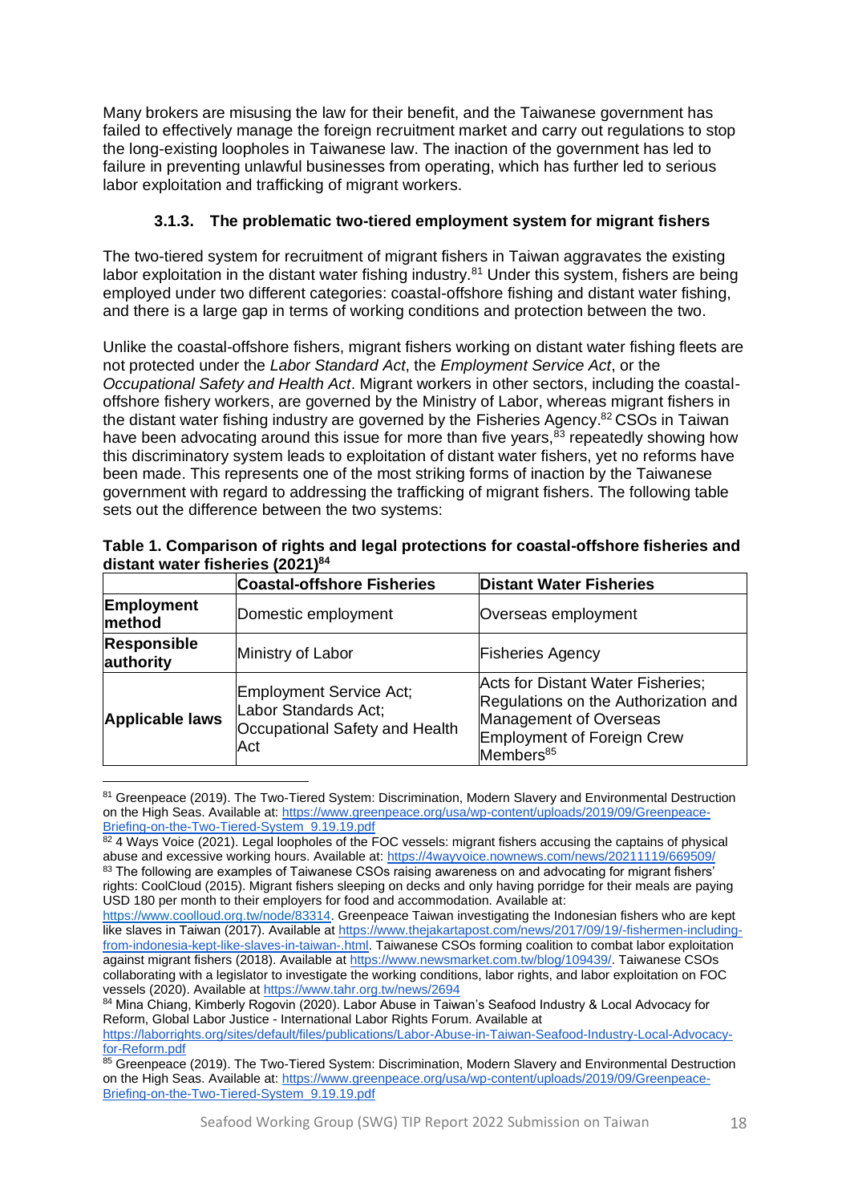Many brokers are misusing the law for their benefit, and the Taiwanese government has failed to effectively manage the foreign recruitment market and carry out regulations to stop the long-existing loopholes in Taiwanese law. The inaction of the government has led to failure in preventing unlawful businesses from operating, which has further led to serious labor exploitation and trafficking of migrant workers.

#### 3.1.3. The problematic two-tiered employment system for migrant fishers

The two-tiered system for recruitment of migrant fishers in Taiwan aggravates the existing labor exploitation in the distant water fishing industry.[81] Under this system, fishers are being employed under two different categories: coastal-offshore fishing and distant water fishing, and there is a large gap in terms of working conditions and protection between the two.

Unlike the coastal-offshore fishers, migrant fishers working on distant water fishing fleets are not protected under the *Labor Standard Act*, the *Employment Service Act*, or the *Occupational Safety and Health Act*. Migrant workers in other sectors, including the coastal-offshore fishery workers, are governed by the Ministry of Labor, whereas migrant fishers in the distant water fishing industry are governed by the Fisheries Agency.[82] CSOs in Taiwan have been advocating around this issue for more than five years,[83] repeatedly showing how this discriminatory system leads to exploitation of distant water fishers, yet no reforms have been made. This represents one of the most striking forms of inaction by the Taiwanese government with regard to addressing the trafficking of migrant fishers. The following table sets out the difference between the two systems:

**Table 1. Comparison of rights and legal protections for coastal-offshore fisheries and distant water fisheries (2021)[84]**

| | Coastal-offshore Fisheries | Distant Water Fisheries |
|---|---|---|
| **Employment method** | Domestic employment | Overseas employment |
| **Responsible authority** | Ministry of Labor | Fisheries Agency |
| **Applicable laws** | Employment Service Act; Labor Standards Act; Occupational Safety and Health Act | Acts for Distant Water Fisheries; Regulations on the Authorization and Management of Overseas Employment of Foreign Crew Members[85] |

---

[81] Greenpeace (2019). The Two-Tiered System: Discrimination, Modern Slavery and Environmental Destruction on the High Seas. Available at: https://www.greenpeace.org/usa/wp-content/uploads/2019/09/Greenpeace-Briefing-on-the-Two-Tiered-System_9.19.19.pdf

[82] 4 Ways Voice (2021). Legal loopholes of the FOC vessels: migrant fishers accusing the captains of physical abuse and excessive working hours. Available at: https://4wayvoice.nownews.com/news/20211119/669509/

[83] The following are examples of Taiwanese CSOs raising awareness on and advocating for migrant fishers' rights: CoolCloud (2015). Migrant fishers sleeping on decks and only having porridge for their meals are paying USD 180 per month to their employers for food and accommodation. Available at: https://www.coolloud.org.tw/node/83314. Greenpeace Taiwan investigating the Indonesian fishers who are kept like slaves in Taiwan (2017). Available at https://www.thejakartapost.com/news/2017/09/19/-fishermen-including-from-indonesia-kept-like-slaves-in-taiwan-.html. Taiwanese CSOs forming coalition to combat labor exploitation against migrant fishers (2018). Available at https://www.newsmarket.com.tw/blog/109439/. Taiwanese CSOs collaborating with a legislator to investigate the working conditions, labor rights, and labor exploitation on FOC vessels (2020). Available at https://www.tahr.org.tw/news/2694

[84] Mina Chiang, Kimberly Rogovin (2020). Labor Abuse in Taiwan's Seafood Industry & Local Advocacy for Reform, Global Labor Justice - International Labor Rights Forum. Available at https://laborrights.org/sites/default/files/publications/Labor-Abuse-in-Taiwan-Seafood-Industry-Local-Advocacy-for-Reform.pdf

[85] Greenpeace (2019). The Two-Tiered System: Discrimination, Modern Slavery and Environmental Destruction on the High Seas. Available at: https://www.greenpeace.org/usa/wp-content/uploads/2019/09/Greenpeace-Briefing-on-the-Two-Tiered-System_9.19.19.pdf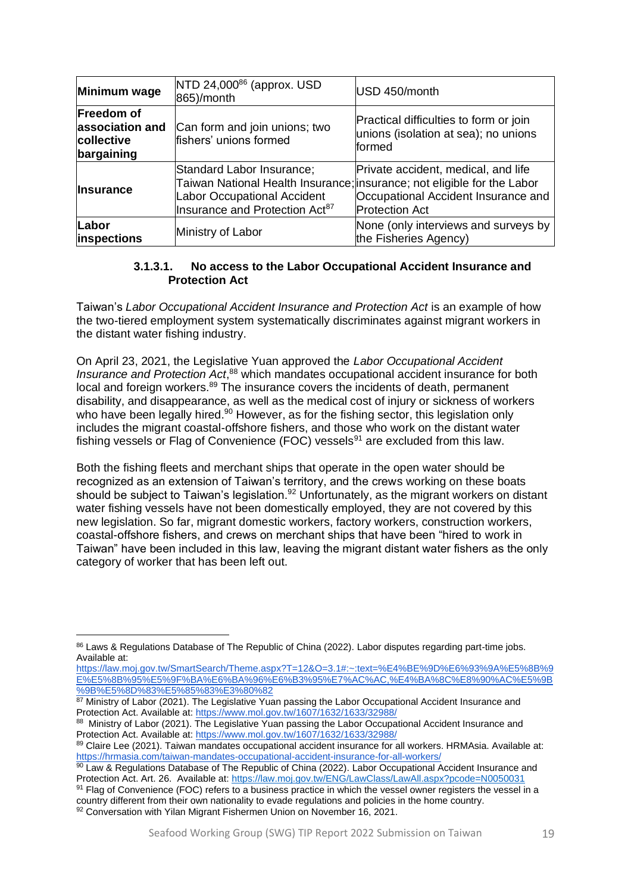| Minimum wage | NTD 24,000[86] (approx. USD 865)/month | USD 450/month |
|---|---|---|
| **Freedom of association and collective bargaining** | Can form and join unions; two fishers' unions formed | Practical difficulties to form or join unions (isolation at sea); no unions formed |
| **Insurance** | Standard Labor Insurance; Taiwan National Health Insurance; Labor Occupational Accident Insurance and Protection Act[87] | Private accident, medical, and life insurance; not eligible for the Labor Occupational Accident Insurance and Protection Act |
| **Labor inspections** | Ministry of Labor | None (only interviews and surveys by the Fisheries Agency) |

#### 3.1.3.1. No access to the Labor Occupational Accident Insurance and Protection Act

Taiwan's *Labor Occupational Accident Insurance and Protection Act* is an example of how the two-tiered employment system systematically discriminates against migrant workers in the distant water fishing industry.

On April 23, 2021, the Legislative Yuan approved the *Labor Occupational Accident Insurance and Protection Act*,[88] which mandates occupational accident insurance for both local and foreign workers.[89] The insurance covers the incidents of death, permanent disability, and disappearance, as well as the medical cost of injury or sickness of workers who have been legally hired.[90] However, as for the fishing sector, this legislation only includes the migrant coastal-offshore fishers, and those who work on the distant water fishing vessels or Flag of Convenience (FOC) vessels[91] are excluded from this law.

Both the fishing fleets and merchant ships that operate in the open water should be recognized as an extension of Taiwan's territory, and the crews working on these boats should be subject to Taiwan's legislation.[92] Unfortunately, as the migrant workers on distant water fishing vessels have not been domestically employed, they are not covered by this new legislation. So far, migrant domestic workers, factory workers, construction workers, coastal-offshore fishers, and crews on merchant ships that have been "hired to work in Taiwan" have been included in this law, leaving the migrant distant water fishers as the only category of worker that has been left out.

---

[86] Laws & Regulations Database of The Republic of China (2022). Labor disputes regarding part-time jobs. Available at: https://law.moj.gov.tw/SmartSearch/Theme.aspx?T=12&O=3.1#:~:text=%E4%BE%9D%E6%93%9A%E5%8B%9E%E5%8B%95%E5%9F%BA%E6%BA%96%E6%B3%95%E7%AC%AC,%E4%BA%8C%E8%90%AC%E5%9B%9B%E5%8D%83%E5%85%83%E3%80%82

[87] Ministry of Labor (2021). The Legislative Yuan passing the Labor Occupational Accident Insurance and Protection Act. Available at: https://www.mol.gov.tw/1607/1632/1633/32988/

[88] Ministry of Labor (2021). The Legislative Yuan passing the Labor Occupational Accident Insurance and Protection Act. Available at: https://www.mol.gov.tw/1607/1632/1633/32988/

[89] Claire Lee (2021). Taiwan mandates occupational accident insurance for all workers. HRMAsia. Available at: https://hrmasia.com/taiwan-mandates-occupational-accident-insurance-for-all-workers/

[90] Law & Regulations Database of The Republic of China (2022). Labor Occupational Accident Insurance and Protection Act. Art. 26. Available at: https://law.moj.gov.tw/ENG/LawClass/LawAll.aspx?pcode=N0050031

[91] Flag of Convenience (FOC) refers to a business practice in which the vessel owner registers the vessel in a country different from their own nationality to evade regulations and policies in the home country.

[92] Conversation with Yilan Migrant Fishermen Union on November 16, 2021.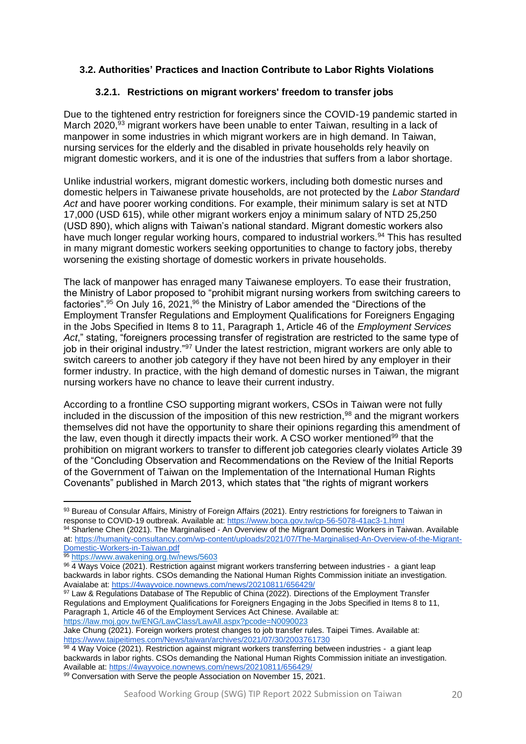### 3.2. Authorities' Practices and Inaction Contribute to Labor Rights Violations

#### 3.2.1. Restrictions on migrant workers' freedom to transfer jobs

Due to the tightened entry restriction for foreigners since the COVID-19 pandemic started in March 2020,[93] migrant workers have been unable to enter Taiwan, resulting in a lack of manpower in some industries in which migrant workers are in high demand. In Taiwan, nursing services for the elderly and the disabled in private households rely heavily on migrant domestic workers, and it is one of the industries that suffers from a labor shortage.

Unlike industrial workers, migrant domestic workers, including both domestic nurses and domestic helpers in Taiwanese private households, are not protected by the *Labor Standard Act* and have poorer working conditions. For example, their minimum salary is set at NTD 17,000 (USD 615), while other migrant workers enjoy a minimum salary of NTD 25,250 (USD 890), which aligns with Taiwan's national standard. Migrant domestic workers also have much longer regular working hours, compared to industrial workers.[94] This has resulted in many migrant domestic workers seeking opportunities to change to factory jobs, thereby worsening the existing shortage of domestic workers in private households.

The lack of manpower has enraged many Taiwanese employers. To ease their frustration, the Ministry of Labor proposed to "prohibit migrant nursing workers from switching careers to factories".[95] On July 16, 2021,[96] the Ministry of Labor amended the "Directions of the Employment Transfer Regulations and Employment Qualifications for Foreigners Engaging in the Jobs Specified in Items 8 to 11, Paragraph 1, Article 46 of the *Employment Services Act*," stating, "foreigners processing transfer of registration are restricted to the same type of job in their original industry."[97] Under the latest restriction, migrant workers are only able to switch careers to another job category if they have not been hired by any employer in their former industry. In practice, with the high demand of domestic nurses in Taiwan, the migrant nursing workers have no chance to leave their current industry.

According to a frontline CSO supporting migrant workers, CSOs in Taiwan were not fully included in the discussion of the imposition of this new restriction,[98] and the migrant workers themselves did not have the opportunity to share their opinions regarding this amendment of the law, even though it directly impacts their work. A CSO worker mentioned[99] that the prohibition on migrant workers to transfer to different job categories clearly violates Article 39 of the "Concluding Observation and Recommendations on the Review of the Initial Reports of the Government of Taiwan on the Implementation of the International Human Rights Covenants" published in March 2013, which states that "the rights of migrant workers

---

[93] Bureau of Consular Affairs, Ministry of Foreign Affairs (2021). Entry restrictions for foreigners to Taiwan in response to COVID-19 outbreak. Available at: https://www.boca.gov.tw/cp-56-5078-41ac3-1.html

[94] Sharlene Chen (2021). The Marginalised - An Overview of the Migrant Domestic Workers in Taiwan. Available at: https://humanity-consultancy.com/wp-content/uploads/2021/07/The-Marginalised-An-Overview-of-the-Migrant-Domestic-Workers-in-Taiwan.pdf

[95] https://www.awakening.org.tw/news/5603

[96] 4 Ways Voice (2021). Restriction against migrant workers transferring between industries - a giant leap backwards in labor rights. CSOs demanding the National Human Rights Commission initiate an investigation. Avaialabe at: https://4wayvoice.nownews.com/news/20210811/656429/

[97] Law & Regulations Database of The Republic of China (2022). Directions of the Employment Transfer Regulations and Employment Qualifications for Foreigners Engaging in the Jobs Specified in Items 8 to 11, Paragraph 1, Article 46 of the Employment Services Act Chinese. Available at: https://law.moj.gov.tw/ENG/LawClass/LawAll.aspx?pcode=N0090023
Jake Chung (2021). Foreign workers protest changes to job transfer rules. Taipei Times. Available at: https://www.taipeitimes.com/News/taiwan/archives/2021/07/30/2003761730

[98] 4 Way Voice (2021). Restriction against migrant workers transferring between industries - a giant leap backwards in labor rights. CSOs demanding the National Human Rights Commission initiate an investigation. Available at: https://4wayvoice.nownews.com/news/20210811/656429/

[99] Conversation with Serve the people Association on November 15, 2021.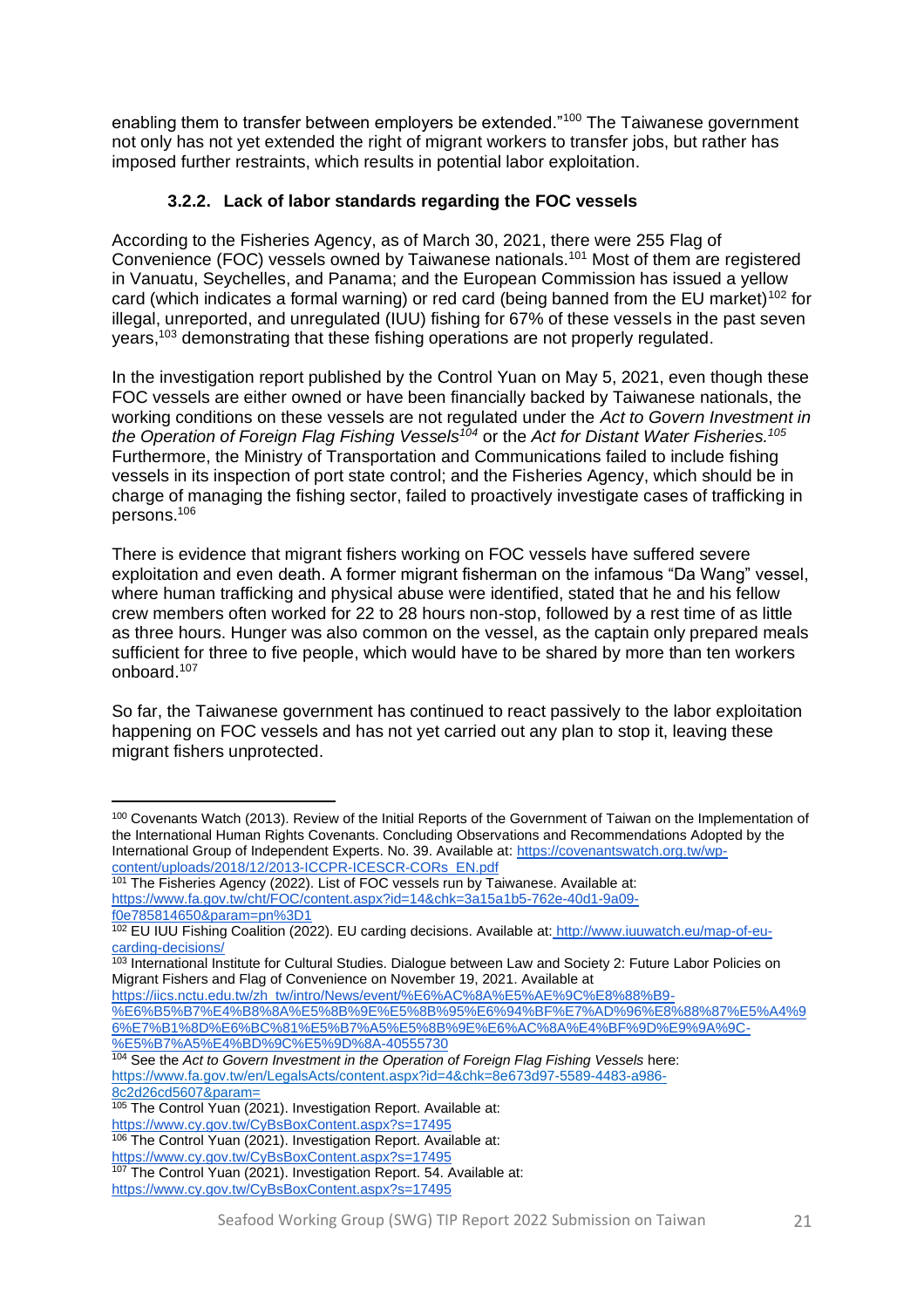enabling them to transfer between employers be extended."[100] The Taiwanese government not only has not yet extended the right of migrant workers to transfer jobs, but rather has imposed further restraints, which results in potential labor exploitation.

### 3.2.2. Lack of labor standards regarding the FOC vessels

According to the Fisheries Agency, as of March 30, 2021, there were 255 Flag of Convenience (FOC) vessels owned by Taiwanese nationals.[101] Most of them are registered in Vanuatu, Seychelles, and Panama; and the European Commission has issued a yellow card (which indicates a formal warning) or red card (being banned from the EU market)[102] for illegal, unreported, and unregulated (IUU) fishing for 67% of these vessels in the past seven years,[103] demonstrating that these fishing operations are not properly regulated.

In the investigation report published by the Control Yuan on May 5, 2021, even though these FOC vessels are either owned or have been financially backed by Taiwanese nationals, the working conditions on these vessels are not regulated under the *Act to Govern Investment in the Operation of Foreign Flag Fishing Vessels*[104] or the *Act for Distant Water Fisheries.*[105] Furthermore, the Ministry of Transportation and Communications failed to include fishing vessels in its inspection of port state control; and the Fisheries Agency, which should be in charge of managing the fishing sector, failed to proactively investigate cases of trafficking in persons.[106]

There is evidence that migrant fishers working on FOC vessels have suffered severe exploitation and even death. A former migrant fisherman on the infamous "Da Wang" vessel, where human trafficking and physical abuse were identified, stated that he and his fellow crew members often worked for 22 to 28 hours non-stop, followed by a rest time of as little as three hours. Hunger was also common on the vessel, as the captain only prepared meals sufficient for three to five people, which would have to be shared by more than ten workers onboard.[107]

So far, the Taiwanese government has continued to react passively to the labor exploitation happening on FOC vessels and has not yet carried out any plan to stop it, leaving these migrant fishers unprotected.

---

[100] Covenants Watch (2013). Review of the Initial Reports of the Government of Taiwan on the Implementation of the International Human Rights Covenants. Concluding Observations and Recommendations Adopted by the International Group of Independent Experts. No. 39. Available at: https://covenantswatch.org.tw/wp-content/uploads/2018/12/2013-ICCPR-ICESCR-CORs_EN.pdf

[101] The Fisheries Agency (2022). List of FOC vessels run by Taiwanese. Available at: https://www.fa.gov.tw/cht/FOC/content.aspx?id=14&chk=3a15a1b5-762e-40d1-9a09-f0e785814650&param=pn%3D1

[102] EU IUU Fishing Coalition (2022). EU carding decisions. Available at: http://www.iuuwatch.eu/map-of-eu-carding-decisions/

[103] International Institute for Cultural Studies. Dialogue between Law and Society 2: Future Labor Policies on Migrant Fishers and Flag of Convenience on November 19, 2021. Available at https://iics.nctu.edu.tw/zh_tw/intro/News/event/%E6%AC%8A%E5%AE%9C%E8%88%B9-%E6%B5%B7%E4%B8%8A%E5%8B%9E%E5%8B%95%E6%94%BF%E7%AD%96%E8%88%87%E5%A4%96%E7%B1%8D%E6%BC%81%E5%B7%A5%E5%8B%9E%E6%AC%8A%E4%BF%9D%E9%9A%9C-%E5%B7%A5%E4%BD%9C%E5%9D%8A-40555730

[104] See the *Act to Govern Investment in the Operation of Foreign Flag Fishing Vessels* here: https://www.fa.gov.tw/en/LegalsActs/content.aspx?id=4&chk=8e673d97-5589-4483-a986-8c2d26cd5607&param=

[105] The Control Yuan (2021). Investigation Report. Available at: https://www.cy.gov.tw/CyBsBoxContent.aspx?s=17495

[106] The Control Yuan (2021). Investigation Report. Available at: https://www.cy.gov.tw/CyBsBoxContent.aspx?s=17495

[107] The Control Yuan (2021). Investigation Report. 54. Available at: https://www.cy.gov.tw/CyBsBoxContent.aspx?s=17495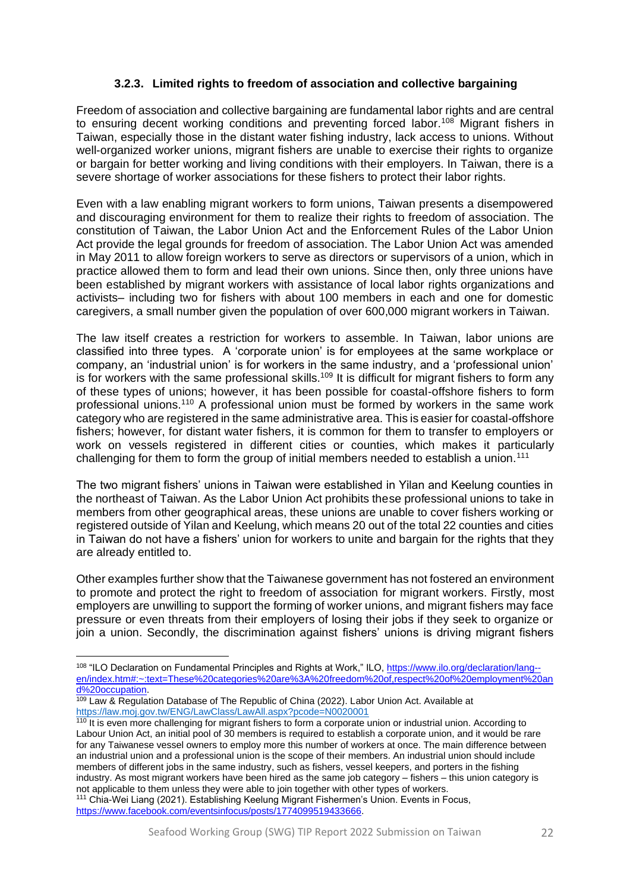### 3.2.3. Limited rights to freedom of association and collective bargaining

Freedom of association and collective bargaining are fundamental labor rights and are central to ensuring decent working conditions and preventing forced labor.[108] Migrant fishers in Taiwan, especially those in the distant water fishing industry, lack access to unions. Without well-organized worker unions, migrant fishers are unable to exercise their rights to organize or bargain for better working and living conditions with their employers. In Taiwan, there is a severe shortage of worker associations for these fishers to protect their labor rights.

Even with a law enabling migrant workers to form unions, Taiwan presents a disempowered and discouraging environment for them to realize their rights to freedom of association. The constitution of Taiwan, the Labor Union Act and the Enforcement Rules of the Labor Union Act provide the legal grounds for freedom of association. The Labor Union Act was amended in May 2011 to allow foreign workers to serve as directors or supervisors of a union, which in practice allowed them to form and lead their own unions. Since then, only three unions have been established by migrant workers with assistance of local labor rights organizations and activists– including two for fishers with about 100 members in each and one for domestic caregivers, a small number given the population of over 600,000 migrant workers in Taiwan.

The law itself creates a restriction for workers to assemble. In Taiwan, labor unions are classified into three types. A 'corporate union' is for employees at the same workplace or company, an 'industrial union' is for workers in the same industry, and a 'professional union' is for workers with the same professional skills.[109] It is difficult for migrant fishers to form any of these types of unions; however, it has been possible for coastal-offshore fishers to form professional unions.[110] A professional union must be formed by workers in the same work category who are registered in the same administrative area. This is easier for coastal-offshore fishers; however, for distant water fishers, it is common for them to transfer to employers or work on vessels registered in different cities or counties, which makes it particularly challenging for them to form the group of initial members needed to establish a union.[111]

The two migrant fishers' unions in Taiwan were established in Yilan and Keelung counties in the northeast of Taiwan. As the Labor Union Act prohibits these professional unions to take in members from other geographical areas, these unions are unable to cover fishers working or registered outside of Yilan and Keelung, which means 20 out of the total 22 counties and cities in Taiwan do not have a fishers' union for workers to unite and bargain for the rights that they are already entitled to.

Other examples further show that the Taiwanese government has not fostered an environment to promote and protect the right to freedom of association for migrant workers. Firstly, most employers are unwilling to support the forming of worker unions, and migrant fishers may face pressure or even threats from their employers of losing their jobs if they seek to organize or join a union. Secondly, the discrimination against fishers' unions is driving migrant fishers

---

[108] "ILO Declaration on Fundamental Principles and Rights at Work," ILO, https://www.ilo.org/declaration/lang--en/index.htm#:~:text=These%20categories%20are%3A%20freedom%20of,respect%20of%20employment%20and%20occupation.

[109] Law & Regulation Database of The Republic of China (2022). Labor Union Act. Available at https://law.moj.gov.tw/ENG/LawClass/LawAll.aspx?pcode=N0020001

[110] It is even more challenging for migrant fishers to form a corporate union or industrial union. According to Labour Union Act, an initial pool of 30 members is required to establish a corporate union, and it would be rare for any Taiwanese vessel owners to employ more this number of workers at once. The main difference between an industrial union and a professional union is the scope of their members. An industrial union should include members of different jobs in the same industry, such as fishers, vessel keepers, and porters in the fishing industry. As most migrant workers have been hired as the same job category – fishers – this union category is not applicable to them unless they were able to join together with other types of workers.

[111] Chia-Wei Liang (2021). Establishing Keelung Migrant Fishermen's Union. Events in Focus, https://www.facebook.com/eventsinfocus/posts/1774099519433666.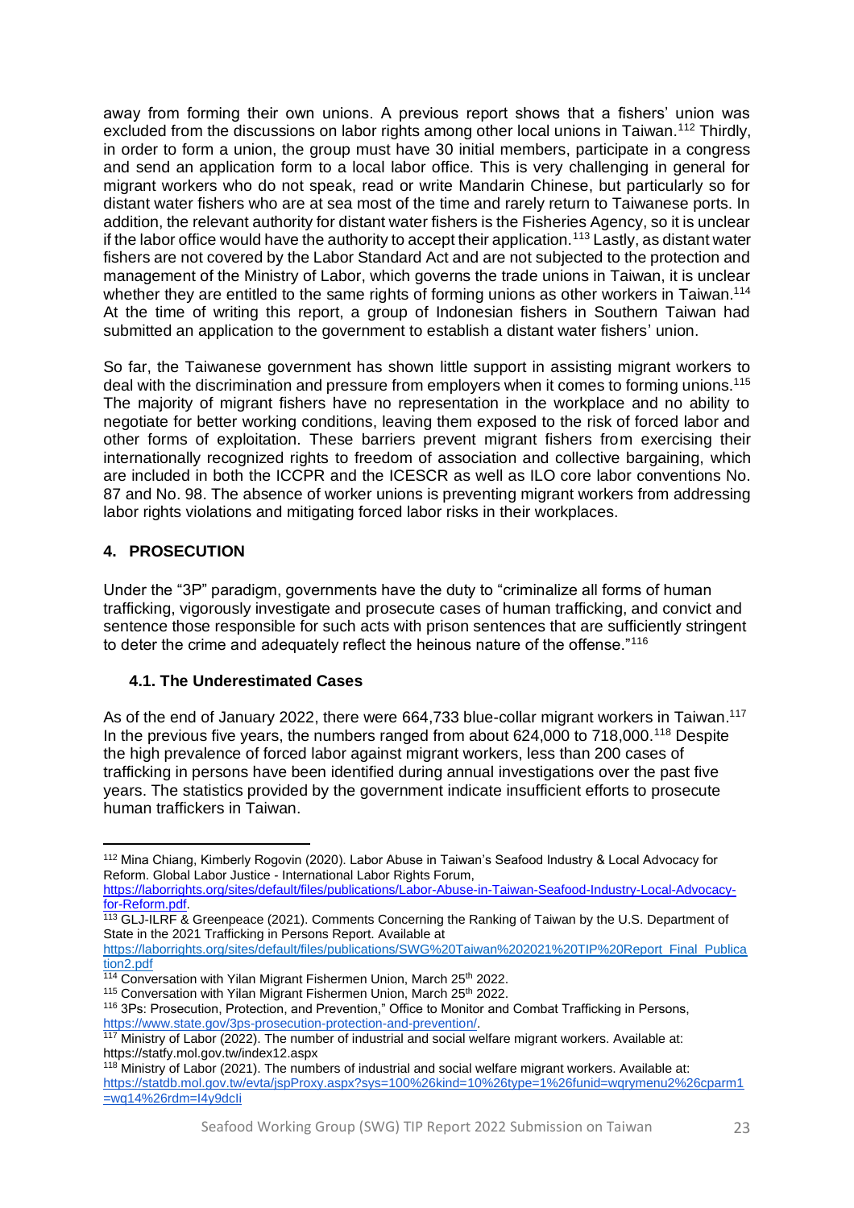away from forming their own unions. A previous report shows that a fishers' union was excluded from the discussions on labor rights among other local unions in Taiwan.[112] Thirdly, in order to form a union, the group must have 30 initial members, participate in a congress and send an application form to a local labor office. This is very challenging in general for migrant workers who do not speak, read or write Mandarin Chinese, but particularly so for distant water fishers who are at sea most of the time and rarely return to Taiwanese ports. In addition, the relevant authority for distant water fishers is the Fisheries Agency, so it is unclear if the labor office would have the authority to accept their application.[113] Lastly, as distant water fishers are not covered by the Labor Standard Act and are not subjected to the protection and management of the Ministry of Labor, which governs the trade unions in Taiwan, it is unclear whether they are entitled to the same rights of forming unions as other workers in Taiwan.[114] At the time of writing this report, a group of Indonesian fishers in Southern Taiwan had submitted an application to the government to establish a distant water fishers' union.

So far, the Taiwanese government has shown little support in assisting migrant workers to deal with the discrimination and pressure from employers when it comes to forming unions.[115] The majority of migrant fishers have no representation in the workplace and no ability to negotiate for better working conditions, leaving them exposed to the risk of forced labor and other forms of exploitation. These barriers prevent migrant fishers from exercising their internationally recognized rights to freedom of association and collective bargaining, which are included in both the ICCPR and the ICESCR as well as ILO core labor conventions No. 87 and No. 98. The absence of worker unions is preventing migrant workers from addressing labor rights violations and mitigating forced labor risks in their workplaces.

## 4. PROSECUTION

Under the "3P" paradigm, governments have the duty to "criminalize all forms of human trafficking, vigorously investigate and prosecute cases of human trafficking, and convict and sentence those responsible for such acts with prison sentences that are sufficiently stringent to deter the crime and adequately reflect the heinous nature of the offense."[116]

### 4.1. The Underestimated Cases

As of the end of January 2022, there were 664,733 blue-collar migrant workers in Taiwan.[117] In the previous five years, the numbers ranged from about 624,000 to 718,000.[118] Despite the high prevalence of forced labor against migrant workers, less than 200 cases of trafficking in persons have been identified during annual investigations over the past five years. The statistics provided by the government indicate insufficient efforts to prosecute human traffickers in Taiwan.

---

[112] Mina Chiang, Kimberly Rogovin (2020). Labor Abuse in Taiwan's Seafood Industry & Local Advocacy for Reform. Global Labor Justice - International Labor Rights Forum, https://laborrights.org/sites/default/files/publications/Labor-Abuse-in-Taiwan-Seafood-Industry-Local-Advocacy-for-Reform.pdf.

[113] GLJ-ILRF & Greenpeace (2021). Comments Concerning the Ranking of Taiwan by the U.S. Department of State in the 2021 Trafficking in Persons Report. Available at https://laborrights.org/sites/default/files/publications/SWG%20Taiwan%202021%20TIP%20Report_Final_Publication2.pdf

[114] Conversation with Yilan Migrant Fishermen Union, March 25th 2022.

[115] Conversation with Yilan Migrant Fishermen Union, March 25th 2022.

[116] 3Ps: Prosecution, Protection, and Prevention," Office to Monitor and Combat Trafficking in Persons, https://www.state.gov/3ps-prosecution-protection-and-prevention/.

[117] Ministry of Labor (2022). The number of industrial and social welfare migrant workers. Available at: https://statfy.mol.gov.tw/index12.aspx

[118] Ministry of Labor (2021). The numbers of industrial and social welfare migrant workers. Available at: https://statdb.mol.gov.tw/evta/jspProxy.aspx?sys=100%26kind=10%26type=1%26funid=wqrymenu2%26cparm1=wq14%26rdm=I4y9dcIi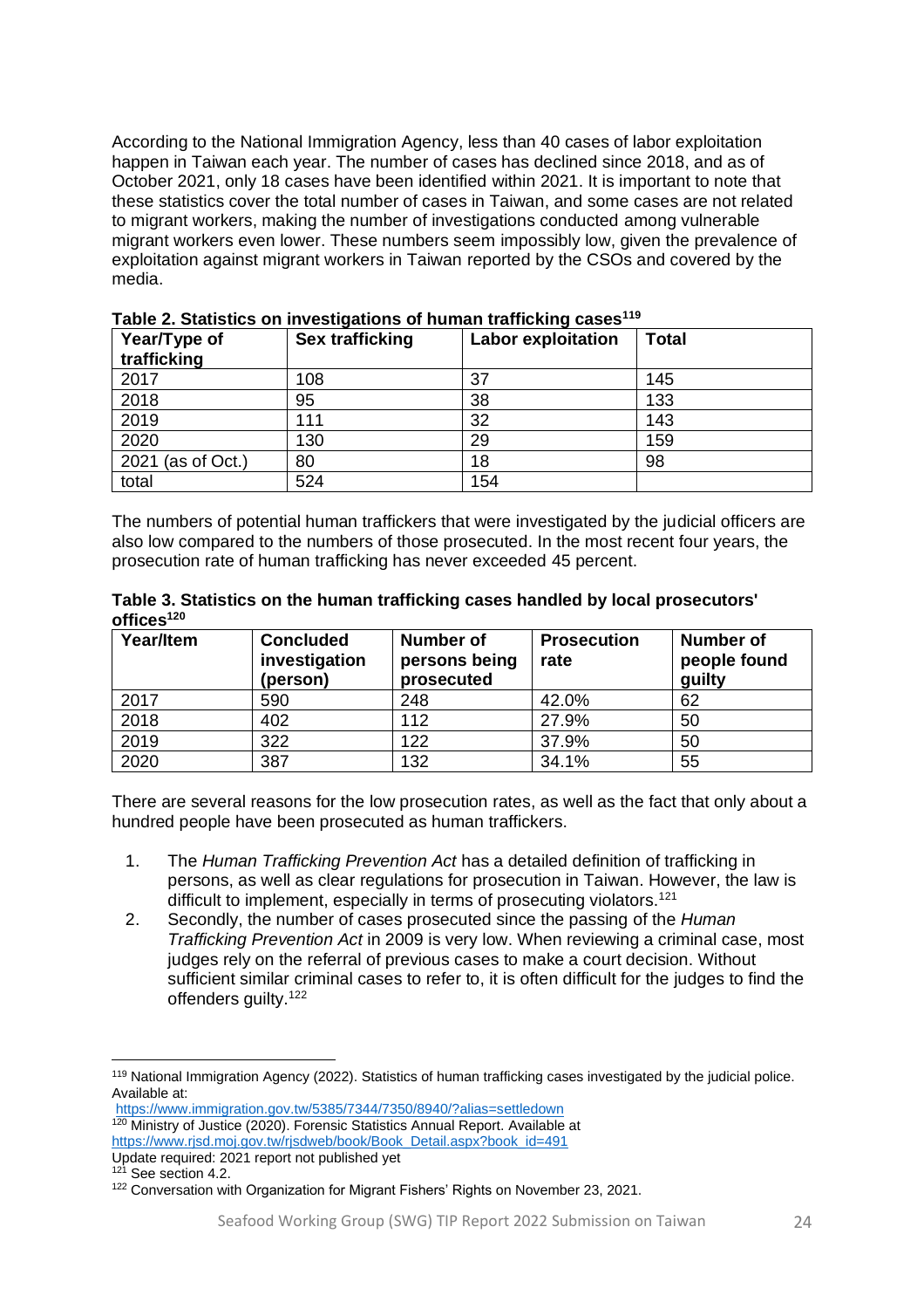According to the National Immigration Agency, less than 40 cases of labor exploitation happen in Taiwan each year. The number of cases has declined since 2018, and as of October 2021, only 18 cases have been identified within 2021. It is important to note that these statistics cover the total number of cases in Taiwan, and some cases are not related to migrant workers, making the number of investigations conducted among vulnerable migrant workers even lower. These numbers seem impossibly low, given the prevalence of exploitation against migrant workers in Taiwan reported by the CSOs and covered by the media.

**Table 2. Statistics on investigations of human trafficking cases[119]**

| Year/Type of trafficking | Sex trafficking | Labor exploitation | Total |
|---|---|---|---|
| 2017 | 108 | 37 | 145 |
| 2018 | 95 | 38 | 133 |
| 2019 | 111 | 32 | 143 |
| 2020 | 130 | 29 | 159 |
| 2021 (as of Oct.) | 80 | 18 | 98 |
| total | 524 | 154 | |

The numbers of potential human traffickers that were investigated by the judicial officers are also low compared to the numbers of those prosecuted. In the most recent four years, the prosecution rate of human trafficking has never exceeded 45 percent.

**Table 3. Statistics on the human trafficking cases handled by local prosecutors' offices[120]**

| Year/Item | Concluded investigation (person) | Number of persons being prosecuted | Prosecution rate | Number of people found guilty |
|---|---|---|---|---|
| 2017 | 590 | 248 | 42.0% | 62 |
| 2018 | 402 | 112 | 27.9% | 50 |
| 2019 | 322 | 122 | 37.9% | 50 |
| 2020 | 387 | 132 | 34.1% | 55 |

There are several reasons for the low prosecution rates, as well as the fact that only about a hundred people have been prosecuted as human traffickers.

1. The *Human Trafficking Prevention Act* has a detailed definition of trafficking in persons, as well as clear regulations for prosecution in Taiwan. However, the law is difficult to implement, especially in terms of prosecuting violators.[121]
2. Secondly, the number of cases prosecuted since the passing of the *Human Trafficking Prevention Act* in 2009 is very low. When reviewing a criminal case, most judges rely on the referral of previous cases to make a court decision. Without sufficient similar criminal cases to refer to, it is often difficult for the judges to find the offenders guilty.[122]

---

[119] National Immigration Agency (2022). Statistics of human trafficking cases investigated by the judicial police. Available at: https://www.immigration.gov.tw/5385/7344/7350/8940/?alias=settledown

[120] Ministry of Justice (2020). Forensic Statistics Annual Report. Available at https://www.rjsd.moj.gov.tw/rjsdweb/book/Book_Detail.aspx?book_id=491
Update required: 2021 report not published yet

[121] See section 4.2.

[122] Conversation with Organization for Migrant Fishers' Rights on November 23, 2021.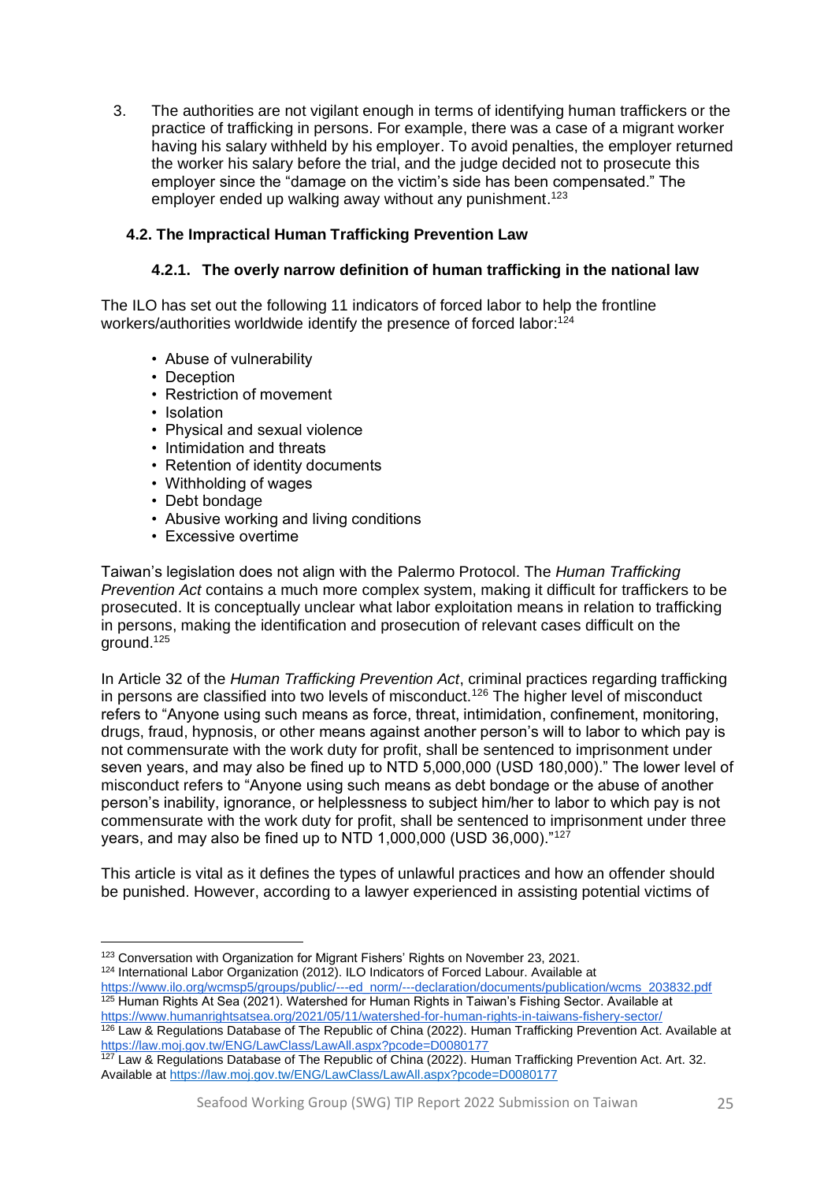3. The authorities are not vigilant enough in terms of identifying human traffickers or the practice of trafficking in persons. For example, there was a case of a migrant worker having his salary withheld by his employer. To avoid penalties, the employer returned the worker his salary before the trial, and the judge decided not to prosecute this employer since the "damage on the victim's side has been compensated." The employer ended up walking away without any punishment.[123]

### 4.2. The Impractical Human Trafficking Prevention Law

#### 4.2.1. The overly narrow definition of human trafficking in the national law

The ILO has set out the following 11 indicators of forced labor to help the frontline workers/authorities worldwide identify the presence of forced labor:[124]

- Abuse of vulnerability
- Deception
- Restriction of movement
- Isolation
- Physical and sexual violence
- Intimidation and threats
- Retention of identity documents
- Withholding of wages
- Debt bondage
- Abusive working and living conditions
- Excessive overtime

Taiwan's legislation does not align with the Palermo Protocol. The *Human Trafficking Prevention Act* contains a much more complex system, making it difficult for traffickers to be prosecuted. It is conceptually unclear what labor exploitation means in relation to trafficking in persons, making the identification and prosecution of relevant cases difficult on the ground.[125]

In Article 32 of the *Human Trafficking Prevention Act*, criminal practices regarding trafficking in persons are classified into two levels of misconduct.[126] The higher level of misconduct refers to "Anyone using such means as force, threat, intimidation, confinement, monitoring, drugs, fraud, hypnosis, or other means against another person's will to labor to which pay is not commensurate with the work duty for profit, shall be sentenced to imprisonment under seven years, and may also be fined up to NTD 5,000,000 (USD 180,000)." The lower level of misconduct refers to "Anyone using such means as debt bondage or the abuse of another person's inability, ignorance, or helplessness to subject him/her to labor to which pay is not commensurate with the work duty for profit, shall be sentenced to imprisonment under three years, and may also be fined up to NTD 1,000,000 (USD 36,000)."[127]

This article is vital as it defines the types of unlawful practices and how an offender should be punished. However, according to a lawyer experienced in assisting potential victims of

---

[123] Conversation with Organization for Migrant Fishers' Rights on November 23, 2021.

[124] International Labor Organization (2012). ILO Indicators of Forced Labour. Available at https://www.ilo.org/wcmsp5/groups/public/---ed_norm/---declaration/documents/publication/wcms_203832.pdf

[125] Human Rights At Sea (2021). Watershed for Human Rights in Taiwan's Fishing Sector. Available at https://www.humanrightsatsea.org/2021/05/11/watershed-for-human-rights-in-taiwans-fishery-sector/

[126] Law & Regulations Database of The Republic of China (2022). Human Trafficking Prevention Act. Available at https://law.moj.gov.tw/ENG/LawClass/LawAll.aspx?pcode=D0080177

[127] Law & Regulations Database of The Republic of China (2022). Human Trafficking Prevention Act. Art. 32. Available at https://law.moj.gov.tw/ENG/LawClass/LawAll.aspx?pcode=D0080177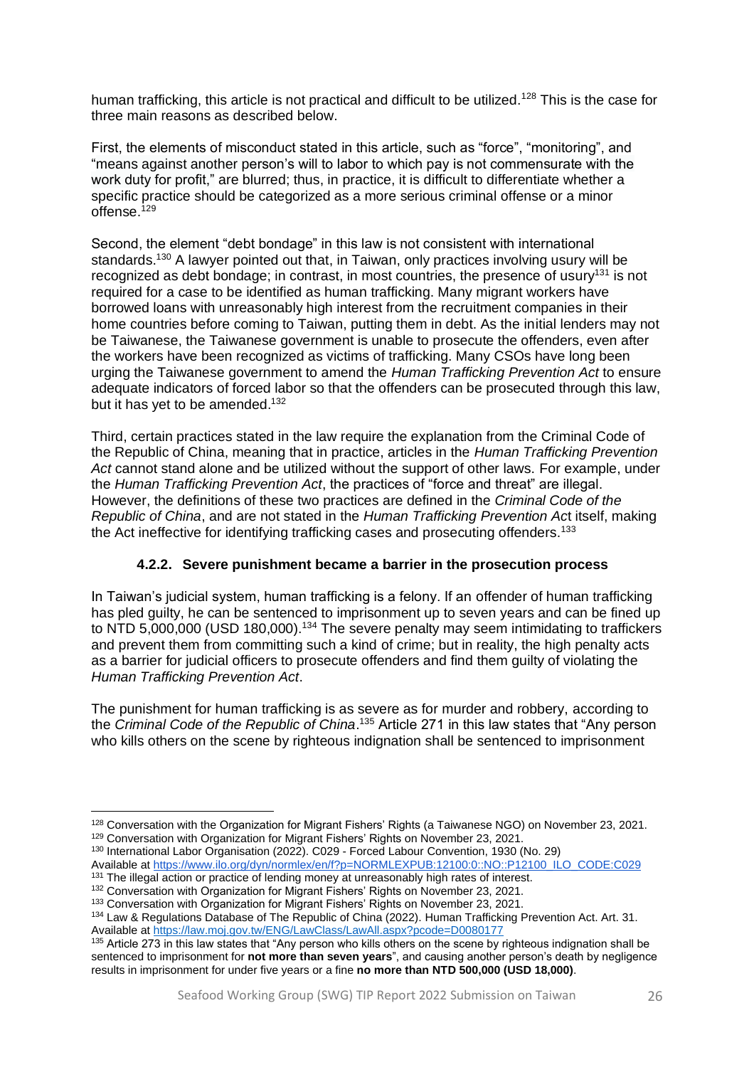human trafficking, this article is not practical and difficult to be utilized.[128] This is the case for three main reasons as described below.

First, the elements of misconduct stated in this article, such as "force", "monitoring", and "means against another person's will to labor to which pay is not commensurate with the work duty for profit," are blurred; thus, in practice, it is difficult to differentiate whether a specific practice should be categorized as a more serious criminal offense or a minor offense.[129]

Second, the element "debt bondage" in this law is not consistent with international standards.[130] A lawyer pointed out that, in Taiwan, only practices involving usury will be recognized as debt bondage; in contrast, in most countries, the presence of usury[131] is not required for a case to be identified as human trafficking. Many migrant workers have borrowed loans with unreasonably high interest from the recruitment companies in their home countries before coming to Taiwan, putting them in debt. As the initial lenders may not be Taiwanese, the Taiwanese government is unable to prosecute the offenders, even after the workers have been recognized as victims of trafficking. Many CSOs have long been urging the Taiwanese government to amend the *Human Trafficking Prevention Act* to ensure adequate indicators of forced labor so that the offenders can be prosecuted through this law, but it has yet to be amended.[132]

Third, certain practices stated in the law require the explanation from the Criminal Code of the Republic of China, meaning that in practice, articles in the *Human Trafficking Prevention Act* cannot stand alone and be utilized without the support of other laws. For example, under the *Human Trafficking Prevention Act*, the practices of "force and threat" are illegal. However, the definitions of these two practices are defined in the *Criminal Code of the Republic of China*, and are not stated in the *Human Trafficking Prevention Act* itself, making the Act ineffective for identifying trafficking cases and prosecuting offenders.[133]

### 4.2.2. Severe punishment became a barrier in the prosecution process

In Taiwan's judicial system, human trafficking is a felony. If an offender of human trafficking has pled guilty, he can be sentenced to imprisonment up to seven years and can be fined up to NTD 5,000,000 (USD 180,000).[134] The severe penalty may seem intimidating to traffickers and prevent them from committing such a kind of crime; but in reality, the high penalty acts as a barrier for judicial officers to prosecute offenders and find them guilty of violating the *Human Trafficking Prevention Act*.

The punishment for human trafficking is as severe as for murder and robbery, according to the *Criminal Code of the Republic of China*.[135] Article 271 in this law states that "Any person who kills others on the scene by righteous indignation shall be sentenced to imprisonment

---

[128] Conversation with the Organization for Migrant Fishers' Rights (a Taiwanese NGO) on November 23, 2021.

[129] Conversation with Organization for Migrant Fishers' Rights on November 23, 2021.

[130] International Labor Organisation (2022). C029 - Forced Labour Convention, 1930 (No. 29) Available at https://www.ilo.org/dyn/normlex/en/f?p=NORMLEXPUB:12100:0::NO::P12100_ILO_CODE:C029

[131] The illegal action or practice of lending money at unreasonably high rates of interest.

[132] Conversation with Organization for Migrant Fishers' Rights on November 23, 2021.

[133] Conversation with Organization for Migrant Fishers' Rights on November 23, 2021.

[134] Law & Regulations Database of The Republic of China (2022). Human Trafficking Prevention Act. Art. 31. Available at https://law.moj.gov.tw/ENG/LawClass/LawAll.aspx?pcode=D0080177

[135] Article 273 in this law states that "Any person who kills others on the scene by righteous indignation shall be sentenced to imprisonment for **not more than seven years**", and causing another person's death by negligence results in imprisonment for under five years or a fine **no more than NTD 500,000 (USD 18,000)**.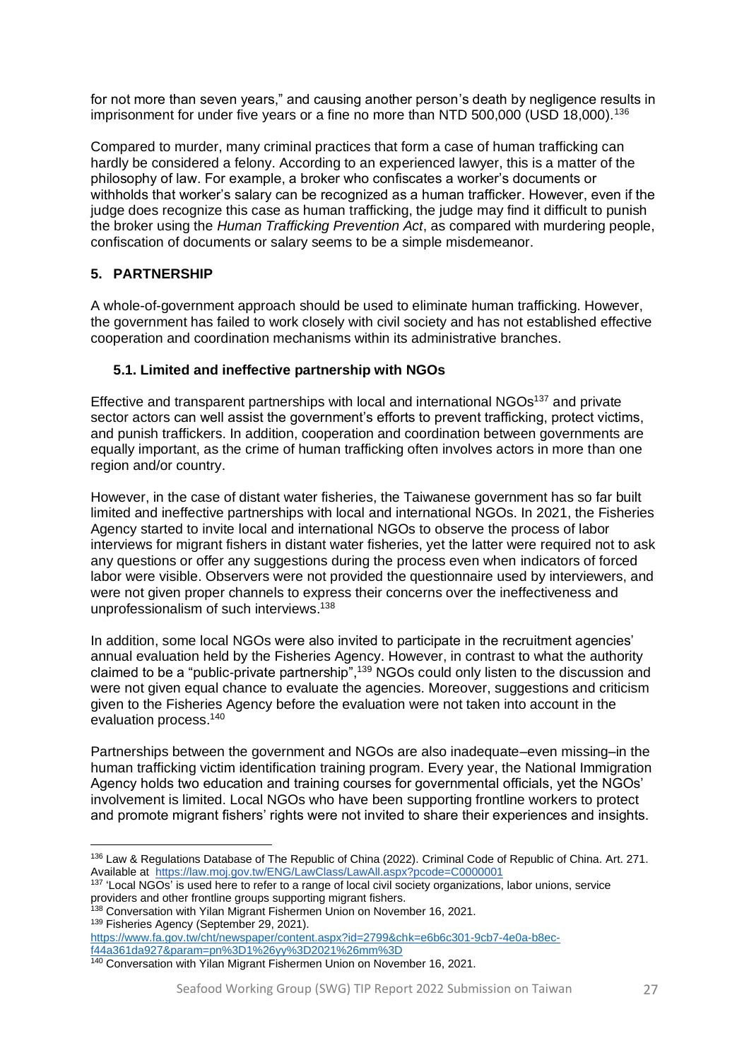for not more than seven years," and causing another person's death by negligence results in imprisonment for under five years or a fine no more than NTD 500,000 (USD 18,000).[136]

Compared to murder, many criminal practices that form a case of human trafficking can hardly be considered a felony. According to an experienced lawyer, this is a matter of the philosophy of law. For example, a broker who confiscates a worker's documents or withholds that worker's salary can be recognized as a human trafficker. However, even if the judge does recognize this case as human trafficking, the judge may find it difficult to punish the broker using the *Human Trafficking Prevention Act*, as compared with murdering people, confiscation of documents or salary seems to be a simple misdemeanor.

## 5. PARTNERSHIP

A whole-of-government approach should be used to eliminate human trafficking. However, the government has failed to work closely with civil society and has not established effective cooperation and coordination mechanisms within its administrative branches.

### 5.1. Limited and ineffective partnership with NGOs

Effective and transparent partnerships with local and international NGOs[137] and private sector actors can well assist the government's efforts to prevent trafficking, protect victims, and punish traffickers. In addition, cooperation and coordination between governments are equally important, as the crime of human trafficking often involves actors in more than one region and/or country.

However, in the case of distant water fisheries, the Taiwanese government has so far built limited and ineffective partnerships with local and international NGOs. In 2021, the Fisheries Agency started to invite local and international NGOs to observe the process of labor interviews for migrant fishers in distant water fisheries, yet the latter were required not to ask any questions or offer any suggestions during the process even when indicators of forced labor were visible. Observers were not provided the questionnaire used by interviewers, and were not given proper channels to express their concerns over the ineffectiveness and unprofessionalism of such interviews.[138]

In addition, some local NGOs were also invited to participate in the recruitment agencies' annual evaluation held by the Fisheries Agency. However, in contrast to what the authority claimed to be a "public-private partnership",[139] NGOs could only listen to the discussion and were not given equal chance to evaluate the agencies. Moreover, suggestions and criticism given to the Fisheries Agency before the evaluation were not taken into account in the evaluation process.[140]

Partnerships between the government and NGOs are also inadequate–even missing–in the human trafficking victim identification training program. Every year, the National Immigration Agency holds two education and training courses for governmental officials, yet the NGOs' involvement is limited. Local NGOs who have been supporting frontline workers to protect and promote migrant fishers' rights were not invited to share their experiences and insights.

---

[136] Law & Regulations Database of The Republic of China (2022). Criminal Code of Republic of China. Art. 271. Available at https://law.moj.gov.tw/ENG/LawClass/LawAll.aspx?pcode=C0000001

[137] 'Local NGOs' is used here to refer to a range of local civil society organizations, labor unions, service providers and other frontline groups supporting migrant fishers.

[138] Conversation with Yilan Migrant Fishermen Union on November 16, 2021.

[139] Fisheries Agency (September 29, 2021). https://www.fa.gov.tw/cht/newspaper/content.aspx?id=2799&chk=e6b6c301-9cb7-4e0a-b8ec-f44a361da927&param=pn%3D1%26yy%3D2021%26mm%3D

[140] Conversation with Yilan Migrant Fishermen Union on November 16, 2021.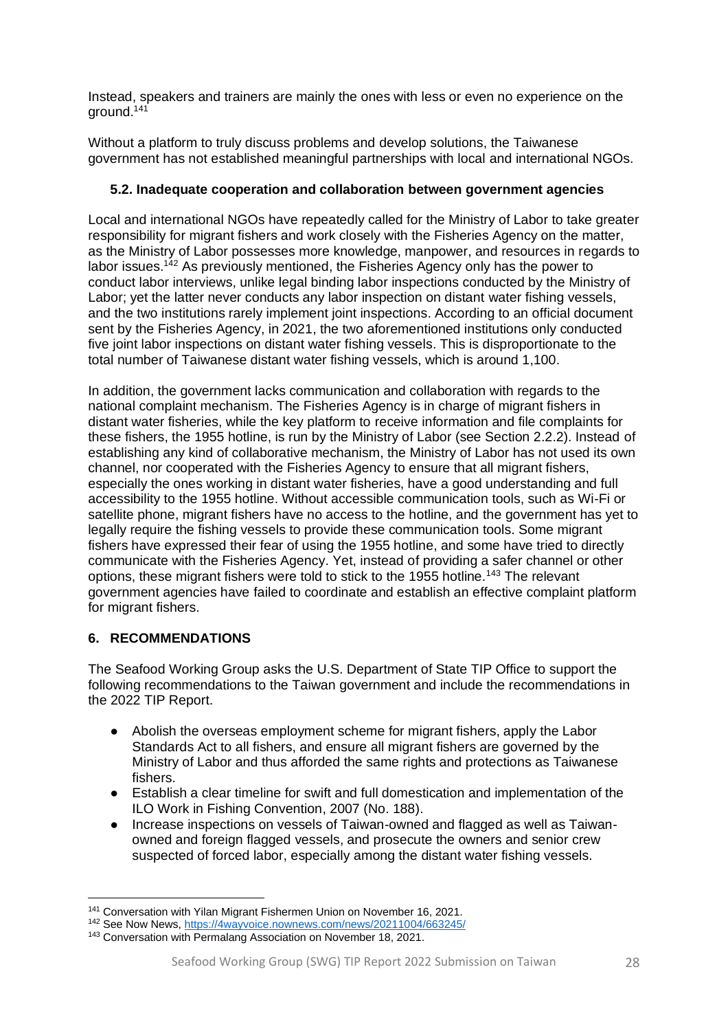Instead, speakers and trainers are mainly the ones with less or even no experience on the ground.[141]

Without a platform to truly discuss problems and develop solutions, the Taiwanese government has not established meaningful partnerships with local and international NGOs.

### 5.2. Inadequate cooperation and collaboration between government agencies

Local and international NGOs have repeatedly called for the Ministry of Labor to take greater responsibility for migrant fishers and work closely with the Fisheries Agency on the matter, as the Ministry of Labor possesses more knowledge, manpower, and resources in regards to labor issues.[142] As previously mentioned, the Fisheries Agency only has the power to conduct labor interviews, unlike legal binding labor inspections conducted by the Ministry of Labor; yet the latter never conducts any labor inspection on distant water fishing vessels, and the two institutions rarely implement joint inspections. According to an official document sent by the Fisheries Agency, in 2021, the two aforementioned institutions only conducted five joint labor inspections on distant water fishing vessels. This is disproportionate to the total number of Taiwanese distant water fishing vessels, which is around 1,100.

In addition, the government lacks communication and collaboration with regards to the national complaint mechanism. The Fisheries Agency is in charge of migrant fishers in distant water fisheries, while the key platform to receive information and file complaints for these fishers, the 1955 hotline, is run by the Ministry of Labor (see Section 2.2.2). Instead of establishing any kind of collaborative mechanism, the Ministry of Labor has not used its own channel, nor cooperated with the Fisheries Agency to ensure that all migrant fishers, especially the ones working in distant water fisheries, have a good understanding and full accessibility to the 1955 hotline. Without accessible communication tools, such as Wi-Fi or satellite phone, migrant fishers have no access to the hotline, and the government has yet to legally require the fishing vessels to provide these communication tools. Some migrant fishers have expressed their fear of using the 1955 hotline, and some have tried to directly communicate with the Fisheries Agency. Yet, instead of providing a safer channel or other options, these migrant fishers were told to stick to the 1955 hotline.[143] The relevant government agencies have failed to coordinate and establish an effective complaint platform for migrant fishers.

## 6. RECOMMENDATIONS

The Seafood Working Group asks the U.S. Department of State TIP Office to support the following recommendations to the Taiwan government and include the recommendations in the 2022 TIP Report.

- Abolish the overseas employment scheme for migrant fishers, apply the Labor Standards Act to all fishers, and ensure all migrant fishers are governed by the Ministry of Labor and thus afforded the same rights and protections as Taiwanese fishers.
- Establish a clear timeline for swift and full domestication and implementation of the ILO Work in Fishing Convention, 2007 (No. 188).
- Increase inspections on vessels of Taiwan-owned and flagged as well as Taiwan-owned and foreign flagged vessels, and prosecute the owners and senior crew suspected of forced labor, especially among the distant water fishing vessels.

---

[141] Conversation with Yilan Migrant Fishermen Union on November 16, 2021.

[142] See Now News, https://4wayvoice.nownews.com/news/20211004/663245/

[143] Conversation with Permalang Association on November 18, 2021.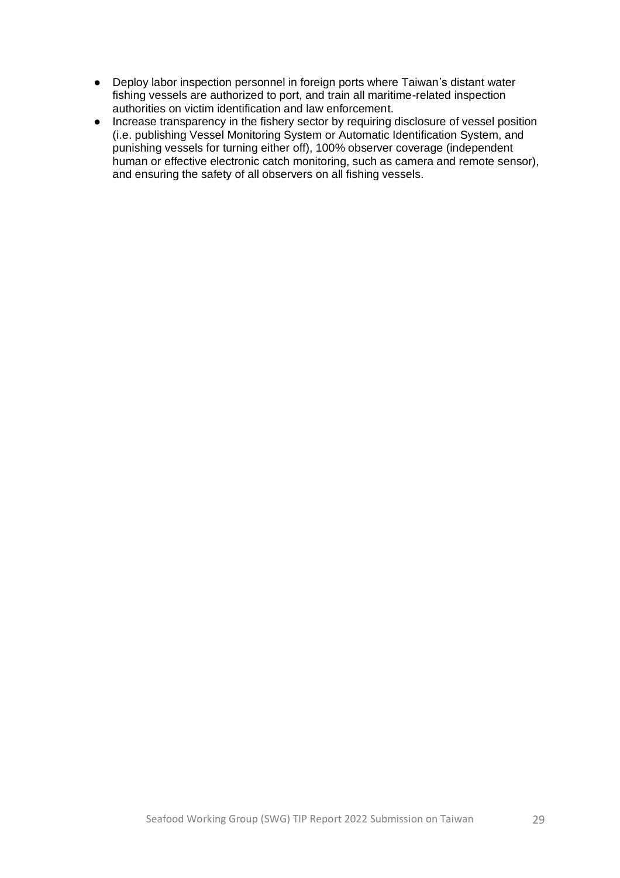- Deploy labor inspection personnel in foreign ports where Taiwan's distant water fishing vessels are authorized to port, and train all maritime-related inspection authorities on victim identification and law enforcement.
- Increase transparency in the fishery sector by requiring disclosure of vessel position (i.e. publishing Vessel Monitoring System or Automatic Identification System, and punishing vessels for turning either off), 100% observer coverage (independent human or effective electronic catch monitoring, such as camera and remote sensor), and ensuring the safety of all observers on all fishing vessels.